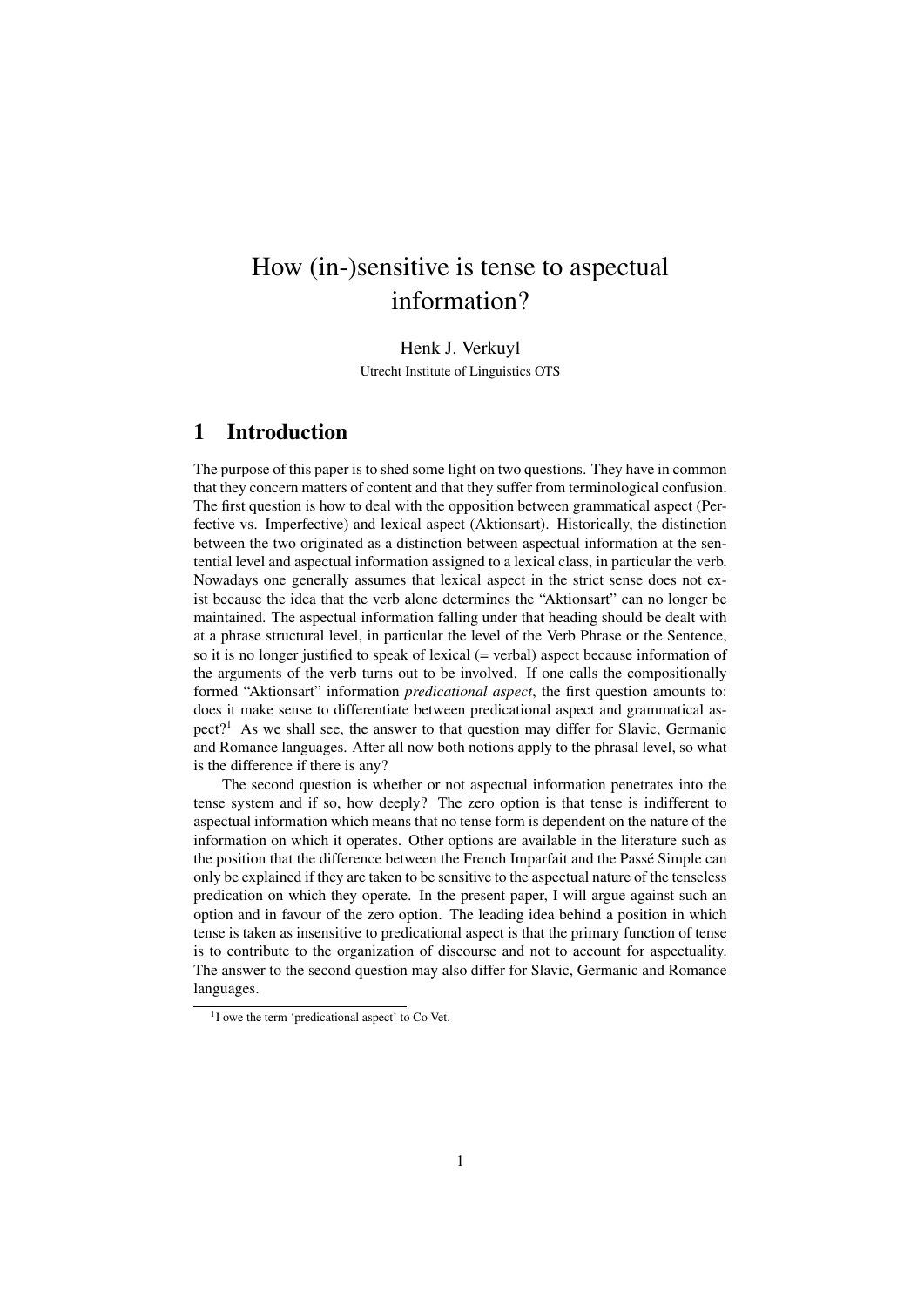# How (in-)sensitive is tense to aspectual information?

Henk J. Verkuyl

Utrecht Institute of Linguistics OTS

## 1 Introduction

The purpose of this paper is to shed some light on two questions. They have in common that they concern matters of content and that they suffer from terminological confusion. The first question is how to deal with the opposition between grammatical aspect (Perfective vs. Imperfective) and lexical aspect (Aktionsart). Historically, the distinction between the two originated as a distinction between aspectual information at the sentential level and aspectual information assigned to a lexical class, in particular the verb. Nowadays one generally assumes that lexical aspect in the strict sense does not exist because the idea that the verb alone determines the "Aktionsart" can no longer be maintained. The aspectual information falling under that heading should be dealt with at a phrase structural level, in particular the level of the Verb Phrase or the Sentence, so it is no longer justified to speak of lexical (= verbal) aspect because information of the arguments of the verb turns out to be involved. If one calls the compositionally formed "Aktionsart" information *predicational aspect*, the first question amounts to: does it make sense to differentiate between predicational aspect and grammatical aspect?[1] As we shall see, the answer to that question may differ for Slavic, Germanic and Romance languages. After all now both notions apply to the phrasal level, so what is the difference if there is any?

The second question is whether or not aspectual information penetrates into the tense system and if so, how deeply? The zero option is that tense is indifferent to aspectual information which means that no tense form is dependent on the nature of the information on which it operates. Other options are available in the literature such as the position that the difference between the French Imparfait and the Passé Simple can only be explained if they are taken to be sensitive to the aspectual nature of the tenseless predication on which they operate. In the present paper, I will argue against such an option and in favour of the zero option. The leading idea behind a position in which tense is taken as insensitive to predicational aspect is that the primary function of tense is to contribute to the organization of discourse and not to account for aspectuality. The answer to the second question may also differ for Slavic, Germanic and Romance languages.

[1] I owe the term 'predicational aspect' to Co Vet.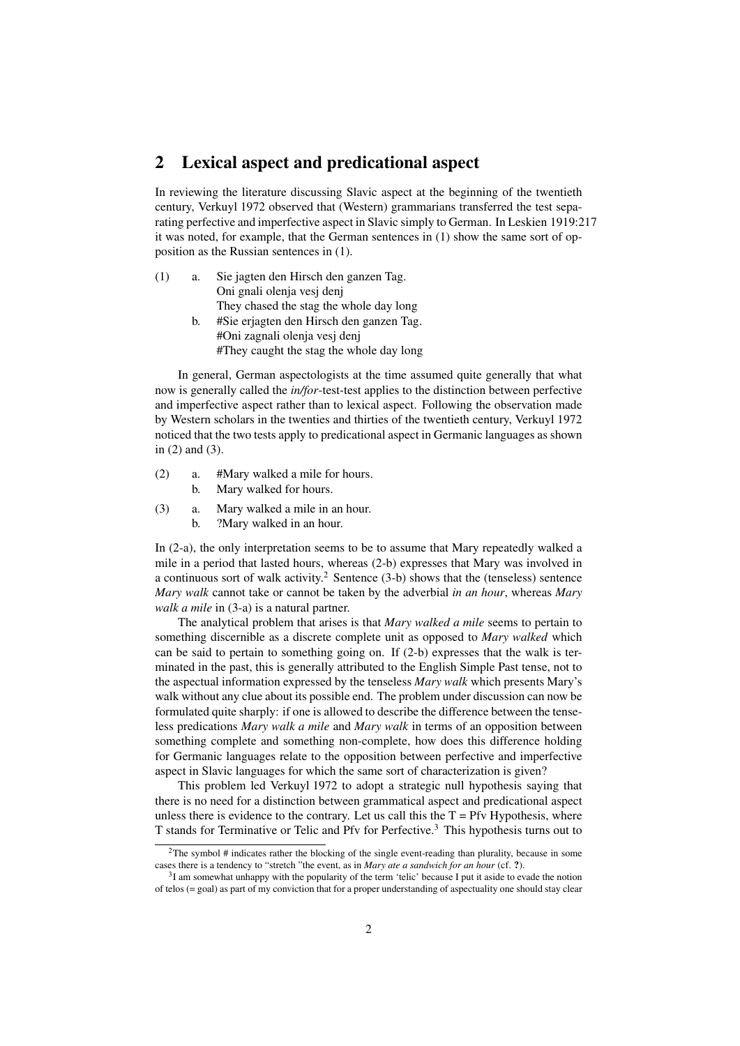## 2 Lexical aspect and predicational aspect

In reviewing the literature discussing Slavic aspect at the beginning of the twentieth century, Verkuyl 1972 observed that (Western) grammarians transferred the test separating perfective and imperfective aspect in Slavic simply to German. In Leskien 1919:217 it was noted, for example, that the German sentences in (1) show the same sort of opposition as the Russian sentences in (1).

(1) a. Sie jagten den Hirsch den ganzen Tag.
   Oni gnali olenja vesj denj
   They chased the stag the whole day long

   b. #Sie erjagten den Hirsch den ganzen Tag.
   #Oni zagnali olenja vesj denj
   #They caught the stag the whole day long

In general, German aspectologists at the time assumed quite generally that what now is generally called the *in/for*-test-test applies to the distinction between perfective and imperfective aspect rather than to lexical aspect. Following the observation made by Western scholars in the twenties and thirties of the twentieth century, Verkuyl 1972 noticed that the two tests apply to predicational aspect in Germanic languages as shown in (2) and (3).

(2) a. #Mary walked a mile for hours.
   b. Mary walked for hours.

(3) a. Mary walked a mile in an hour.
   b. ?Mary walked in an hour.

In (2-a), the only interpretation seems to be to assume that Mary repeatedly walked a mile in a period that lasted hours, whereas (2-b) expresses that Mary was involved in a continuous sort of walk activity.[2] Sentence (3-b) shows that the (tenseless) sentence *Mary walk* cannot take or cannot be taken by the adverbial *in an hour*, whereas *Mary walk a mile* in (3-a) is a natural partner.

The analytical problem that arises is that *Mary walked a mile* seems to pertain to something discernible as a discrete complete unit as opposed to *Mary walked* which can be said to pertain to something going on. If (2-b) expresses that the walk is terminated in the past, this is generally attributed to the English Simple Past tense, not to the aspectual information expressed by the tenseless *Mary walk* which presents Mary's walk without any clue about its possible end. The problem under discussion can now be formulated quite sharply: if one is allowed to describe the difference between the tenseless predications *Mary walk a mile* and *Mary walk* in terms of an opposition between something complete and something non-complete, how does this difference holding for Germanic languages relate to the opposition between perfective and imperfective aspect in Slavic languages for which the same sort of characterization is given?

This problem led Verkuyl 1972 to adopt a strategic null hypothesis saying that there is no need for a distinction between grammatical aspect and predicational aspect unless there is evidence to the contrary. Let us call this the T = Pfv Hypothesis, where T stands for Terminative or Telic and Pfv for Perfective.[3] This hypothesis turns out to

[2] The symbol # indicates rather the blocking of the single event-reading than plurality, because in some cases there is a tendency to "stretch "the event, as in *Mary ate a sandwich for an hour* (cf. **?**).

[3] I am somewhat unhappy with the popularity of the term 'telic' because I put it aside to evade the notion of telos (= goal) as part of my conviction that for a proper understanding of aspectuality one should stay clear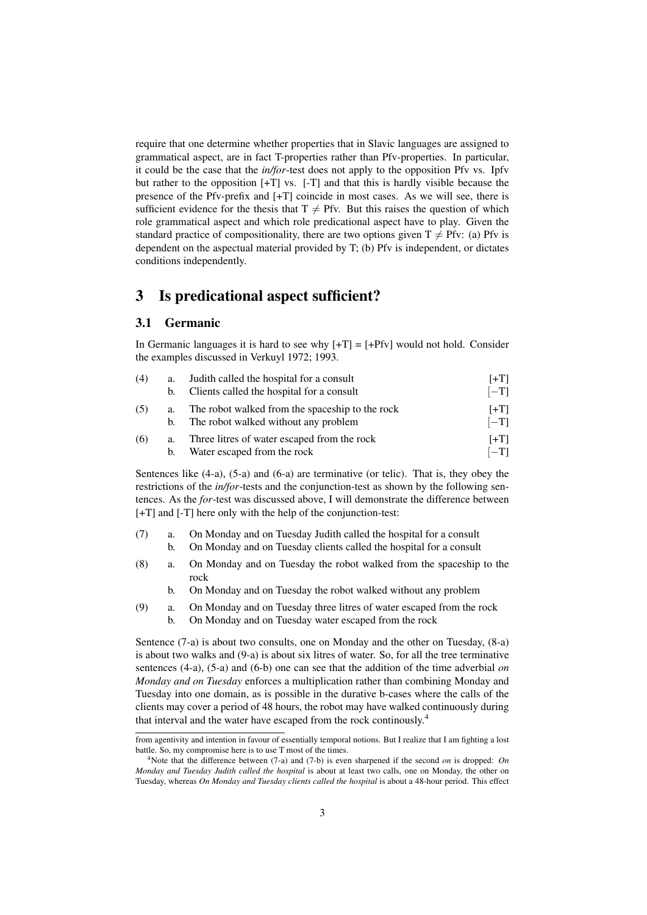require that one determine whether properties that in Slavic languages are assigned to grammatical aspect, are in fact T-properties rather than Pfv-properties. In particular, it could be the case that the *in/for*-test does not apply to the opposition Pfv vs. Ipfv but rather to the opposition [+T] vs. [-T] and that this is hardly visible because the presence of the Pfv-prefix and [+T] coincide in most cases. As we will see, there is sufficient evidence for the thesis that T $\neq$ Pfv. But this raises the question of which role grammatical aspect and which role predicational aspect have to play. Given the standard practice of compositionality, there are two options given T $\neq$ Pfv: (a) Pfv is dependent on the aspectual material provided by T; (b) Pfv is independent, or dictates conditions independently.

## 3 Is predicational aspect sufficient?

### 3.1 Germanic

In Germanic languages it is hard to see why [+T] = [+Pfv] would not hold. Consider the examples discussed in Verkuyl 1972; 1993.

(4) a. Judith called the hospital for a consult [+T]
 b. Clients called the hospital for a consult [−T]

(5) a. The robot walked from the spaceship to the rock [+T]
 b. The robot walked without any problem [−T]

(6) a. Three litres of water escaped from the rock [+T]
 b. Water escaped from the rock [−T]

Sentences like (4-a), (5-a) and (6-a) are terminative (or telic). That is, they obey the restrictions of the *in/for*-tests and the conjunction-test as shown by the following sentences. As the *for*-test was discussed above, I will demonstrate the difference between [+T] and [-T] here only with the help of the conjunction-test:

(7) a. On Monday and on Tuesday Judith called the hospital for a consult
 b. On Monday and on Tuesday clients called the hospital for a consult

(8) a. On Monday and on Tuesday the robot walked from the spaceship to the rock
 b. On Monday and on Tuesday the robot walked without any problem

(9) a. On Monday and on Tuesday three litres of water escaped from the rock
 b. On Monday and on Tuesday water escaped from the rock

Sentence (7-a) is about two consults, one on Monday and the other on Tuesday, (8-a) is about two walks and (9-a) is about six litres of water. So, for all the tree terminative sentences (4-a), (5-a) and (6-b) one can see that the addition of the time adverbial *on Monday and on Tuesday* enforces a multiplication rather than combining Monday and Tuesday into one domain, as is possible in the durative b-cases where the calls of the clients may cover a period of 48 hours, the robot may have walked continuously during that interval and the water have escaped from the rock continously.[4]

---

from agentivity and intention in favour of essentially temporal notions. But I realize that I am fighting a lost battle. So, my compromise here is to use T most of the times.

[4]Note that the difference between (7-a) and (7-b) is even sharpened if the second *on* is dropped: *On Monday and Tuesday Judith called the hospital* is about at least two calls, one on Monday, the other on Tuesday, whereas *On Monday and Tuesday clients called the hospital* is about a 48-hour period. This effect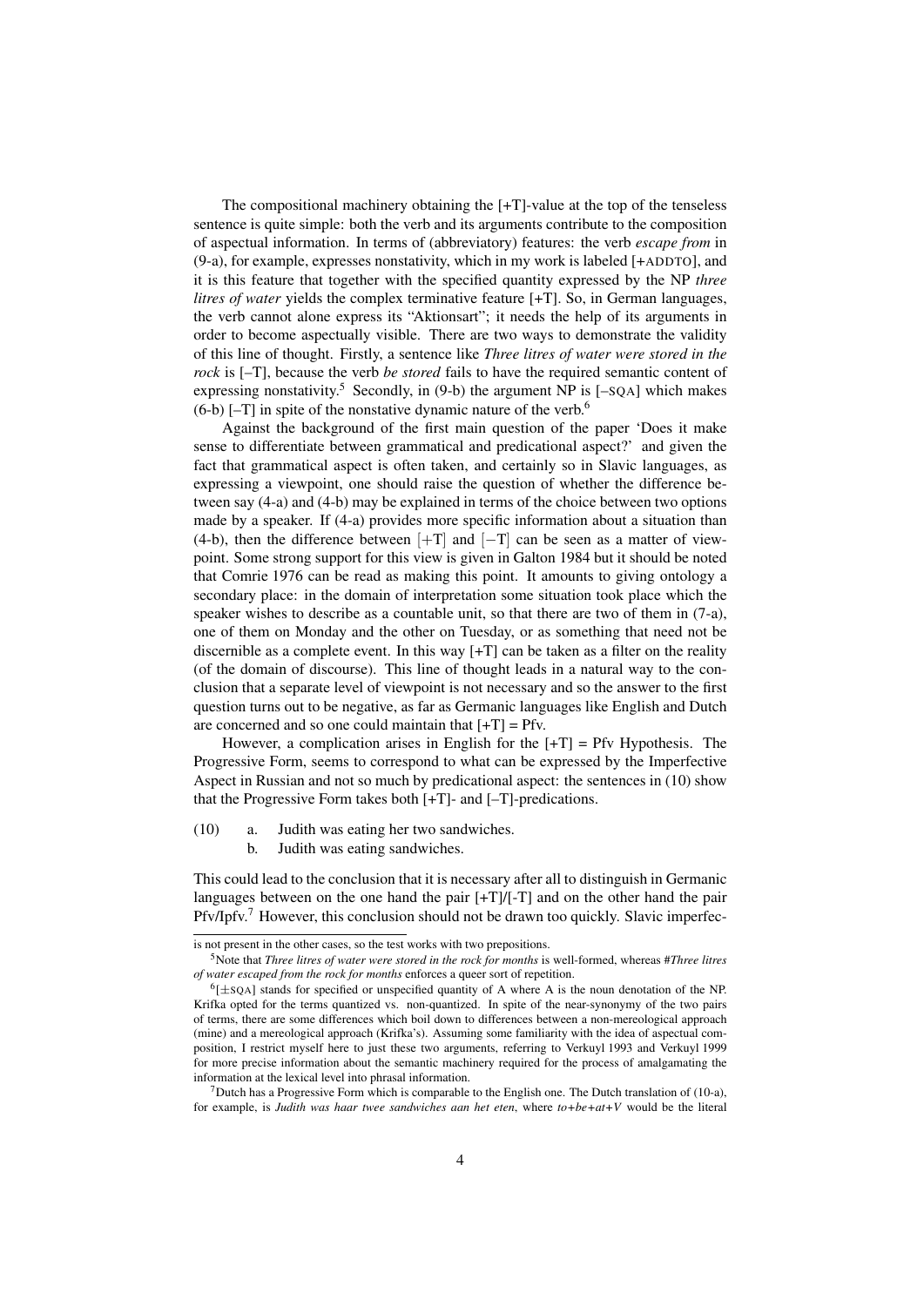The compositional machinery obtaining the [+T]-value at the top of the tenseless sentence is quite simple: both the verb and its arguments contribute to the composition of aspectual information. In terms of (abbreviatory) features: the verb *escape from* in (9-a), for example, expresses nonstativity, which in my work is labeled [+ADDTO], and it is this feature that together with the specified quantity expressed by the NP *three litres of water* yields the complex terminative feature [+T]. So, in German languages, the verb cannot alone express its "Aktionsart"; it needs the help of its arguments in order to become aspectually visible. There are two ways to demonstrate the validity of this line of thought. Firstly, a sentence like *Three litres of water were stored in the rock* is [–T], because the verb *be stored* fails to have the required semantic content of expressing nonstativity.[5] Secondly, in (9-b) the argument NP is [–SQA] which makes (6-b) [–T] in spite of the nonstative dynamic nature of the verb.[6]

Against the background of the first main question of the paper 'Does it make sense to differentiate between grammatical and predicational aspect?' and given the fact that grammatical aspect is often taken, and certainly so in Slavic languages, as expressing a viewpoint, one should raise the question of whether the difference between say (4-a) and (4-b) may be explained in terms of the choice between two options made by a speaker. If (4-a) provides more specific information about a situation than (4-b), then the difference between [+T] and [−T] can be seen as a matter of viewpoint. Some strong support for this view is given in Galton 1984 but it should be noted that Comrie 1976 can be read as making this point. It amounts to giving ontology a secondary place: in the domain of interpretation some situation took place which the speaker wishes to describe as a countable unit, so that there are two of them in (7-a), one of them on Monday and the other on Tuesday, or as something that need not be discernible as a complete event. In this way [+T] can be taken as a filter on the reality (of the domain of discourse). This line of thought leads in a natural way to the conclusion that a separate level of viewpoint is not necessary and so the answer to the first question turns out to be negative, as far as Germanic languages like English and Dutch are concerned and so one could maintain that [+T] = Pfv.

However, a complication arises in English for the [+T] = Pfv Hypothesis. The Progressive Form, seems to correspond to what can be expressed by the Imperfective Aspect in Russian and not so much by predicational aspect: the sentences in (10) show that the Progressive Form takes both [+T]- and [–T]-predications.

(10) a. Judith was eating her two sandwiches.
 b. Judith was eating sandwiches.

This could lead to the conclusion that it is necessary after all to distinguish in Germanic languages between on the one hand the pair [+T]/[-T] and on the other hand the pair Pfv/Ipfv.[7] However, this conclusion should not be drawn too quickly. Slavic imperfec-

---

is not present in the other cases, so the test works with two prepositions.

[5] Note that *Three litres of water were stored in the rock for months* is well-formed, whereas #*Three litres of water escaped from the rock for months* enforces a queer sort of repetition.

[6] [±SQA] stands for specified or unspecified quantity of A where A is the noun denotation of the NP. Krifka opted for the terms quantized vs. non-quantized. In spite of the near-synonymy of the two pairs of terms, there are some differences which boil down to differences between a non-mereological approach (mine) and a mereological approach (Krifka's). Assuming some familiarity with the idea of aspectual composition, I restrict myself here to just these two arguments, referring to Verkuyl 1993 and Verkuyl 1999 for more precise information about the semantic machinery required for the process of amalgamating the information at the lexical level into phrasal information.

[7] Dutch has a Progressive Form which is comparable to the English one. The Dutch translation of (10-a), for example, is *Judith was haar twee sandwiches aan het eten*, where *to+be+at+V* would be the literal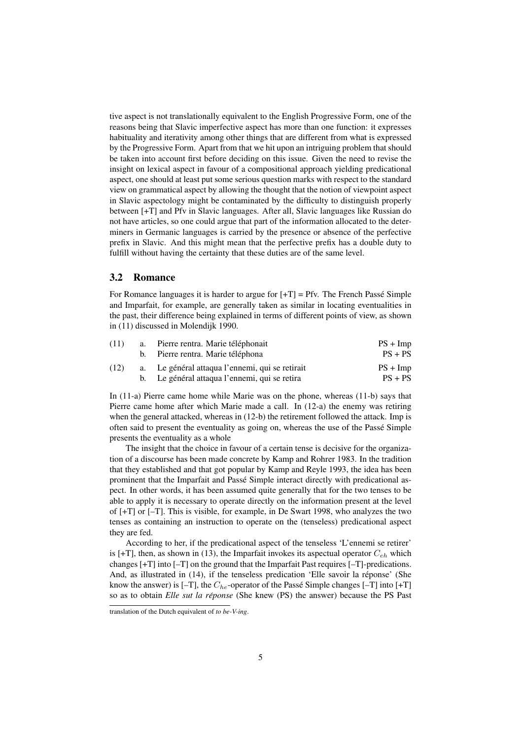tive aspect is not translationally equivalent to the English Progressive Form, one of the reasons being that Slavic imperfective aspect has more than one function: it expresses habituality and iterativity among other things that are different from what is expressed by the Progressive Form. Apart from that we hit upon an intriguing problem that should be taken into account first before deciding on this issue. Given the need to revise the insight on lexical aspect in favour of a compositional approach yielding predicational aspect, one should at least put some serious question marks with respect to the standard view on grammatical aspect by allowing the thought that the notion of viewpoint aspect in Slavic aspectology might be contaminated by the difficulty to distinguish properly between [+T] and Pfv in Slavic languages. After all, Slavic languages like Russian do not have articles, so one could argue that part of the information allocated to the determiners in Germanic languages is carried by the presence or absence of the perfective prefix in Slavic. And this might mean that the perfective prefix has a double duty to fulfill without having the certainty that these duties are of the same level.

### 3.2 Romance

For Romance languages it is harder to argue for [+T] = Pfv. The French Passé Simple and Imparfait, for example, are generally taken as similar in locating eventualities in the past, their difference being explained in terms of different points of view, as shown in (11) discussed in Molendijk 1990.

(11) a. Pierre rentra. Marie téléphonait — PS + Imp
 b. Pierre rentra. Marie téléphona — PS + PS

(12) a. Le général attaqua l'ennemi, qui se retirait — PS + Imp
 b. Le général attaqua l'ennemi, qui se retira — PS + PS

In (11-a) Pierre came home while Marie was on the phone, whereas (11-b) says that Pierre came home after which Marie made a call. In (12-a) the enemy was retiring when the general attacked, whereas in (12-b) the retirement followed the attack. Imp is often said to present the eventuality as going on, whereas the use of the Passé Simple presents the eventuality as a whole

The insight that the choice in favour of a certain tense is decisive for the organization of a discourse has been made concrete by Kamp and Rohrer 1983. In the tradition that they established and that got popular by Kamp and Reyle 1993, the idea has been prominent that the Imparfait and Passé Simple interact directly with predicational aspect. In other words, it has been assumed quite generally that for the two tenses to be able to apply it is necessary to operate directly on the information present at the level of [+T] or [–T]. This is visible, for example, in De Swart 1998, who analyzes the two tenses as containing an instruction to operate on the (tenseless) predicational aspect they are fed.

According to her, if the predicational aspect of the tenseless 'L'ennemi se retirer' is [+T], then, as shown in (13), the Imparfait invokes its aspectual operator $C_{eh}$ which changes [+T] into [–T] on the ground that the Imparfait Past requires [–T]-predications. And, as illustrated in (14), if the tenseless predication 'Elle savoir la réponse' (She know the answer) is [–T], the $C_{he}$-operator of the Passé Simple changes [–T] into [+T] so as to obtain *Elle sut la réponse* (She knew (PS) the answer) because the PS Past

translation of the Dutch equivalent of *to be-V-ing*.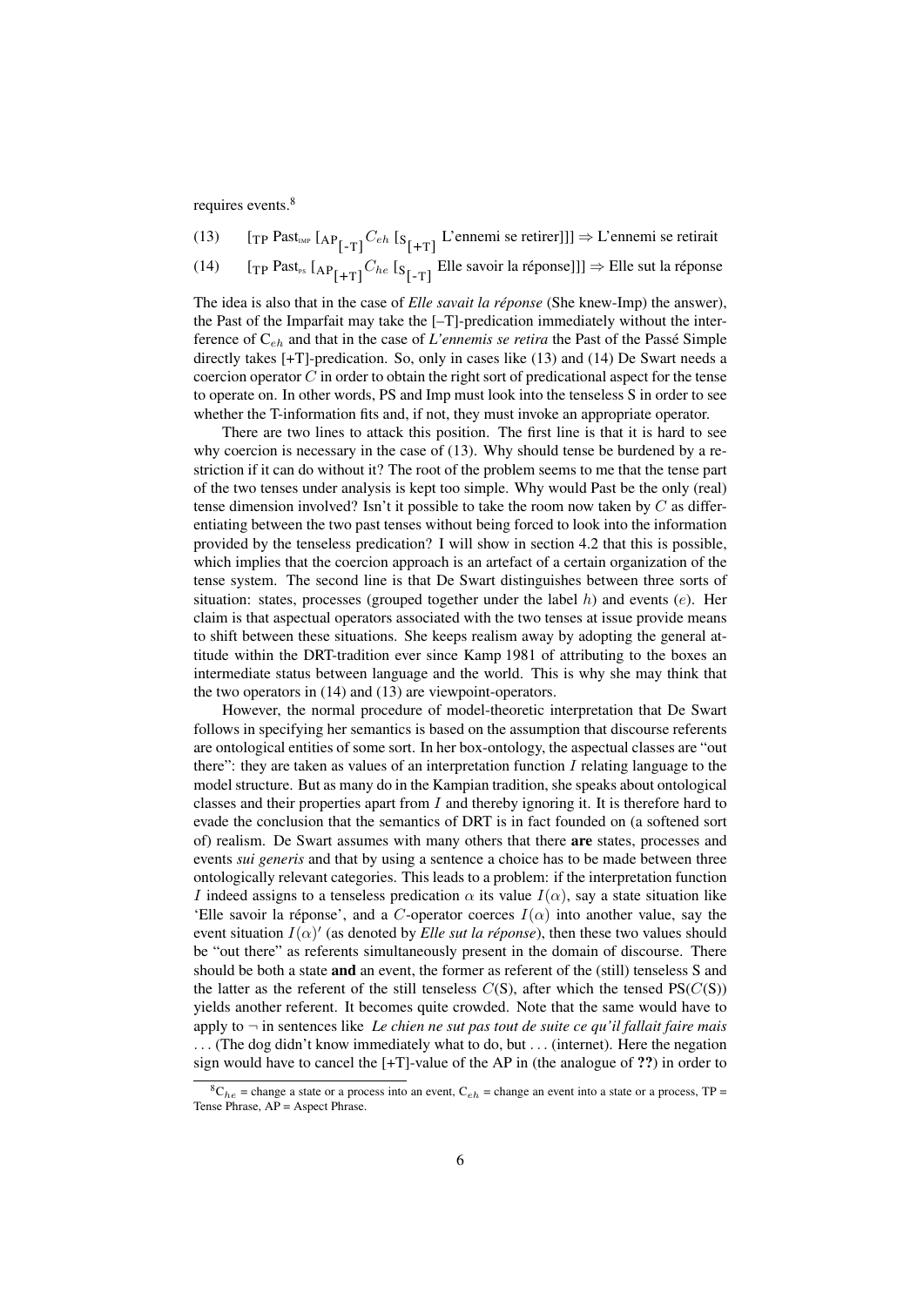requires events.[8]

(13) $[_{\text{TP}}$ Past$_{\text{IMP}}$ $[_{\text{AP}_{[\text{-T}]}}$ $C_{eh}$ $[_{\text{S}_{[\text{+T}]}}$ L'ennemi se retirer$]]]$ $\Rightarrow$ L'ennemi se retirait

(14) $[_{\text{TP}}$ Past$_{\text{PS}}$ $[_{\text{AP}_{[\text{+T}]}}$ $C_{he}$ $[_{\text{S}_{[\text{-T}]}}$ Elle savoir la réponse$]]]$ $\Rightarrow$ Elle sut la réponse

The idea is also that in the case of *Elle savait la réponse* (She knew-Imp) the answer), the Past of the Imparfait may take the [–T]-predication immediately without the interference of $C_{eh}$ and that in the case of *L'ennemis se retira* the Past of the Passé Simple directly takes [+T]-predication. So, only in cases like (13) and (14) De Swart needs a coercion operator $C$ in order to obtain the right sort of predicational aspect for the tense to operate on. In other words, PS and Imp must look into the tenseless S in order to see whether the T-information fits and, if not, they must invoke an appropriate operator.

There are two lines to attack this position. The first line is that it is hard to see why coercion is necessary in the case of (13). Why should tense be burdened by a restriction if it can do without it? The root of the problem seems to me that the tense part of the two tenses under analysis is kept too simple. Why would Past be the only (real) tense dimension involved? Isn't it possible to take the room now taken by $C$ as differentiating between the two past tenses without being forced to look into the information provided by the tenseless predication? I will show in section 4.2 that this is possible, which implies that the coercion approach is an artefact of a certain organization of the tense system. The second line is that De Swart distinguishes between three sorts of situation: states, processes (grouped together under the label $h$) and events ($e$). Her claim is that aspectual operators associated with the two tenses at issue provide means to shift between these situations. She keeps realism away by adopting the general attitude within the DRT-tradition ever since Kamp 1981 of attributing to the boxes an intermediate status between language and the world. This is why she may think that the two operators in (14) and (13) are viewpoint-operators.

However, the normal procedure of model-theoretic interpretation that De Swart follows in specifying her semantics is based on the assumption that discourse referents are ontological entities of some sort. In her box-ontology, the aspectual classes are "out there": they are taken as values of an interpretation function $I$ relating language to the model structure. But as many do in the Kampian tradition, she speaks about ontological classes and their properties apart from $I$ and thereby ignoring it. It is therefore hard to evade the conclusion that the semantics of DRT is in fact founded on (a softened sort of) realism. De Swart assumes with many others that there **are** states, processes and events *sui generis* and that by using a sentence a choice has to be made between three ontologically relevant categories. This leads to a problem: if the interpretation function $I$ indeed assigns to a tenseless predication $\alpha$ its value $I(\alpha)$, say a state situation like 'Elle savoir la réponse', and a $C$-operator coerces $I(\alpha)$ into another value, say the event situation $I(\alpha)'$ (as denoted by *Elle sut la réponse*), then these two values should be "out there" as referents simultaneously present in the domain of discourse. There should be both a state **and** an event, the former as referent of the (still) tenseless S and the latter as the referent of the still tenseless $C$(S), after which the tensed PS($C$(S)) yields another referent. It becomes quite crowded. Note that the same would have to apply to $\neg$ in sentences like *Le chien ne sut pas tout de suite ce qu'il fallait faire mais ...* (The dog didn't know immediately what to do, but ... (internet). Here the negation sign would have to cancel the [+T]-value of the AP in (the analogue of **??**) in order to

[8] $C_{he}$ = change a state or a process into an event, $C_{eh}$ = change an event into a state or a process, TP = Tense Phrase, AP = Aspect Phrase.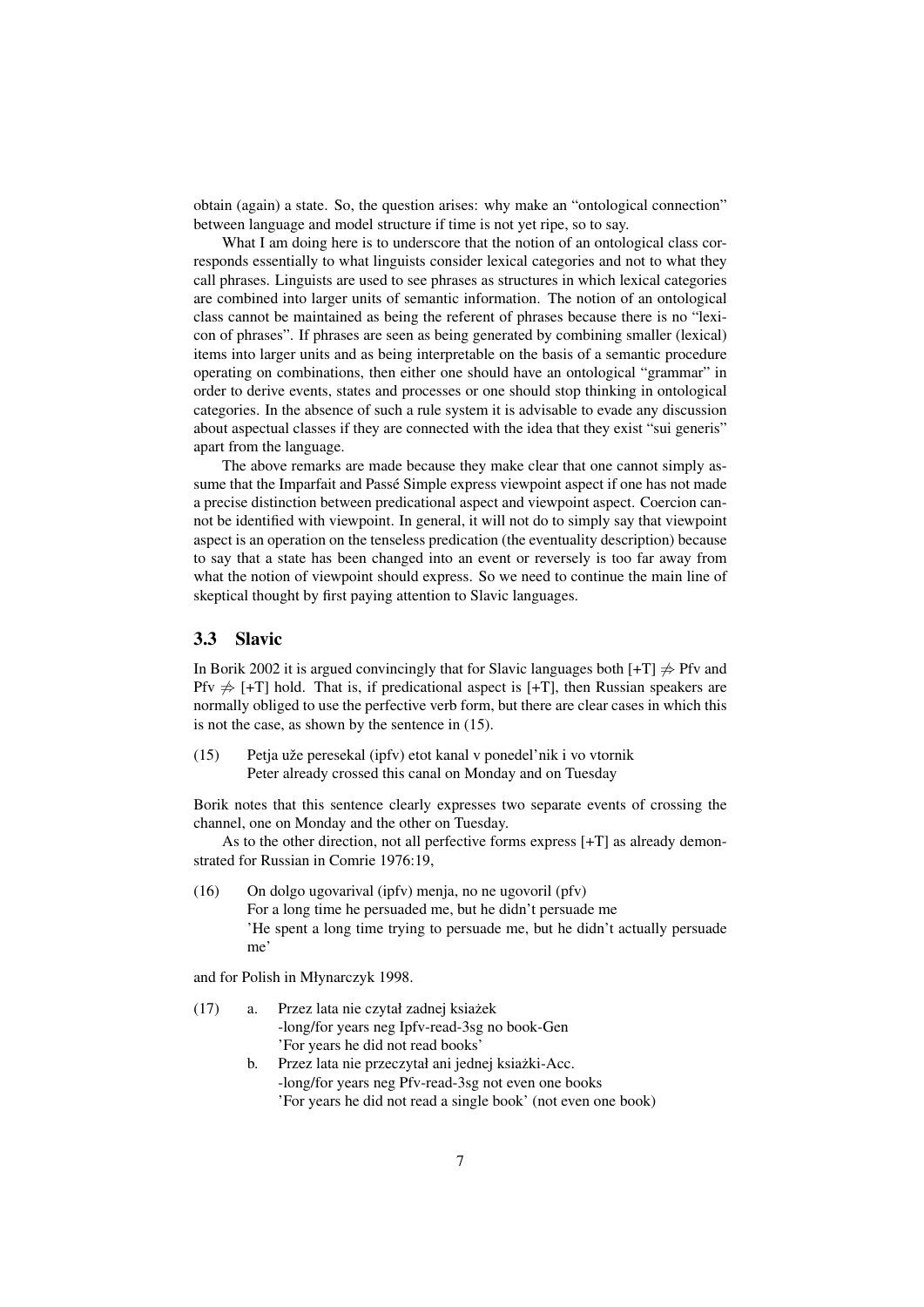obtain (again) a state. So, the question arises: why make an "ontological connection" between language and model structure if time is not yet ripe, so to say.

What I am doing here is to underscore that the notion of an ontological class corresponds essentially to what linguists consider lexical categories and not to what they call phrases. Linguists are used to see phrases as structures in which lexical categories are combined into larger units of semantic information. The notion of an ontological class cannot be maintained as being the referent of phrases because there is no "lexicon of phrases". If phrases are seen as being generated by combining smaller (lexical) items into larger units and as being interpretable on the basis of a semantic procedure operating on combinations, then either one should have an ontological "grammar" in order to derive events, states and processes or one should stop thinking in ontological categories. In the absence of such a rule system it is advisable to evade any discussion about aspectual classes if they are connected with the idea that they exist "sui generis" apart from the language.

The above remarks are made because they make clear that one cannot simply assume that the Imparfait and Passé Simple express viewpoint aspect if one has not made a precise distinction between predicational aspect and viewpoint aspect. Coercion cannot be identified with viewpoint. In general, it will not do to simply say that viewpoint aspect is an operation on the tenseless predication (the eventuality description) because to say that a state has been changed into an event or reversely is too far away from what the notion of viewpoint should express. So we need to continue the main line of skeptical thought by first paying attention to Slavic languages.

## 3.3 Slavic

In Borik 2002 it is argued convincingly that for Slavic languages both [+T] $\not\Rightarrow$ Pfv and Pfv $\not\Rightarrow$ [+T] hold. That is, if predicational aspect is [+T], then Russian speakers are normally obliged to use the perfective verb form, but there are clear cases in which this is not the case, as shown by the sentence in (15).

(15) Petja uže peresekal (ipfv) etot kanal v ponedel'nik i vo vtornik
Peter already crossed this canal on Monday and on Tuesday

Borik notes that this sentence clearly expresses two separate events of crossing the channel, one on Monday and the other on Tuesday.

As to the other direction, not all perfective forms express [+T] as already demonstrated for Russian in Comrie 1976:19,

(16) On dolgo ugovarival (ipfv) menja, no ne ugovoril (pfv)
For a long time he persuaded me, but he didn't persuade me
'He spent a long time trying to persuade me, but he didn't actually persuade me'

and for Polish in Młynarczyk 1998.

(17) a. Przez lata nie czytał zadnej ksiażek
-long/for years neg Ipfv-read-3sg no book-Gen
'For years he did not read books'

b. Przez lata nie przeczytał ani jednej ksiażki-Acc.
-long/for years neg Pfv-read-3sg not even one books
'For years he did not read a single book' (not even one book)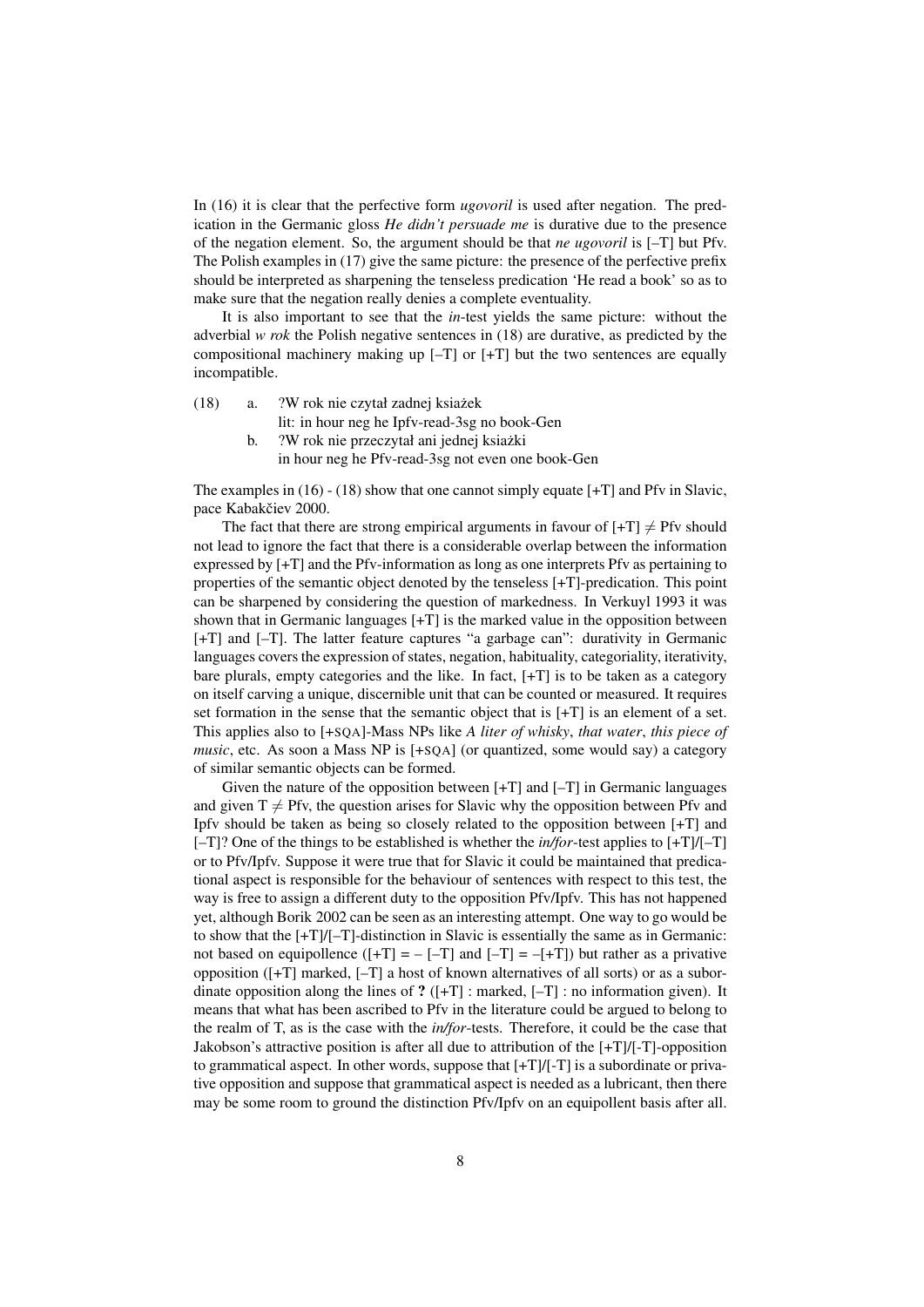In (16) it is clear that the perfective form *ugovoril* is used after negation. The predication in the Germanic gloss *He didn't persuade me* is durative due to the presence of the negation element. So, the argument should be that *ne ugovoril* is [–T] but Pfv. The Polish examples in (17) give the same picture: the presence of the perfective prefix should be interpreted as sharpening the tenseless predication 'He read a book' so as to make sure that the negation really denies a complete eventuality.

It is also important to see that the *in*-test yields the same picture: without the adverbial *w rok* the Polish negative sentences in (18) are durative, as predicted by the compositional machinery making up [–T] or [+T] but the two sentences are equally incompatible.

(18) a. ?W rok nie czytał zadnej ksiażek
lit: in hour neg he Ipfv-read-3sg no book-Gen

b. ?W rok nie przeczytał ani jednej ksiażki
in hour neg he Pfv-read-3sg not even one book-Gen

The examples in (16) - (18) show that one cannot simply equate [+T] and Pfv in Slavic, pace Kabakčiev 2000.

The fact that there are strong empirical arguments in favour of [+T] $\neq$ Pfv should not lead to ignore the fact that there is a considerable overlap between the information expressed by [+T] and the Pfv-information as long as one interprets Pfv as pertaining to properties of the semantic object denoted by the tenseless [+T]-predication. This point can be sharpened by considering the question of markedness. In Verkuyl 1993 it was shown that in Germanic languages [+T] is the marked value in the opposition between [+T] and [–T]. The latter feature captures "a garbage can": durativity in Germanic languages covers the expression of states, negation, habituality, categoriality, iterativity, bare plurals, empty categories and the like. In fact, [+T] is to be taken as a category on itself carving a unique, discernible unit that can be counted or measured. It requires set formation in the sense that the semantic object that is [+T] is an element of a set. This applies also to [+SQA]-Mass NPs like *A liter of whisky*, *that water*, *this piece of music*, etc. As soon a Mass NP is [+SQA] (or quantized, some would say) a category of similar semantic objects can be formed.

Given the nature of the opposition between [+T] and [–T] in Germanic languages and given T $\neq$ Pfv, the question arises for Slavic why the opposition between Pfv and Ipfv should be taken as being so closely related to the opposition between [+T] and [–T]? One of the things to be established is whether the *in/for*-test applies to [+T]/[–T] or to Pfv/Ipfv. Suppose it were true that for Slavic it could be maintained that predicational aspect is responsible for the behaviour of sentences with respect to this test, the way is free to assign a different duty to the opposition Pfv/Ipfv. This has not happened yet, although Borik 2002 can be seen as an interesting attempt. One way to go would be to show that the [+T]/[–T]-distinction in Slavic is essentially the same as in Germanic: not based on equipollence ([+T] = – [–T] and [–T] = –[+T]) but rather as a privative opposition ([+T] marked, [–T] a host of known alternatives of all sorts) or as a subordinate opposition along the lines of **?** ([+T] : marked, [–T] : no information given). It means that what has been ascribed to Pfv in the literature could be argued to belong to the realm of T, as is the case with the *in/for*-tests. Therefore, it could be the case that Jakobson's attractive position is after all due to attribution of the [+T]/[-T]-opposition to grammatical aspect. In other words, suppose that [+T]/[-T] is a subordinate or privative opposition and suppose that grammatical aspect is needed as a lubricant, then there may be some room to ground the distinction Pfv/Ipfv on an equipollent basis after all.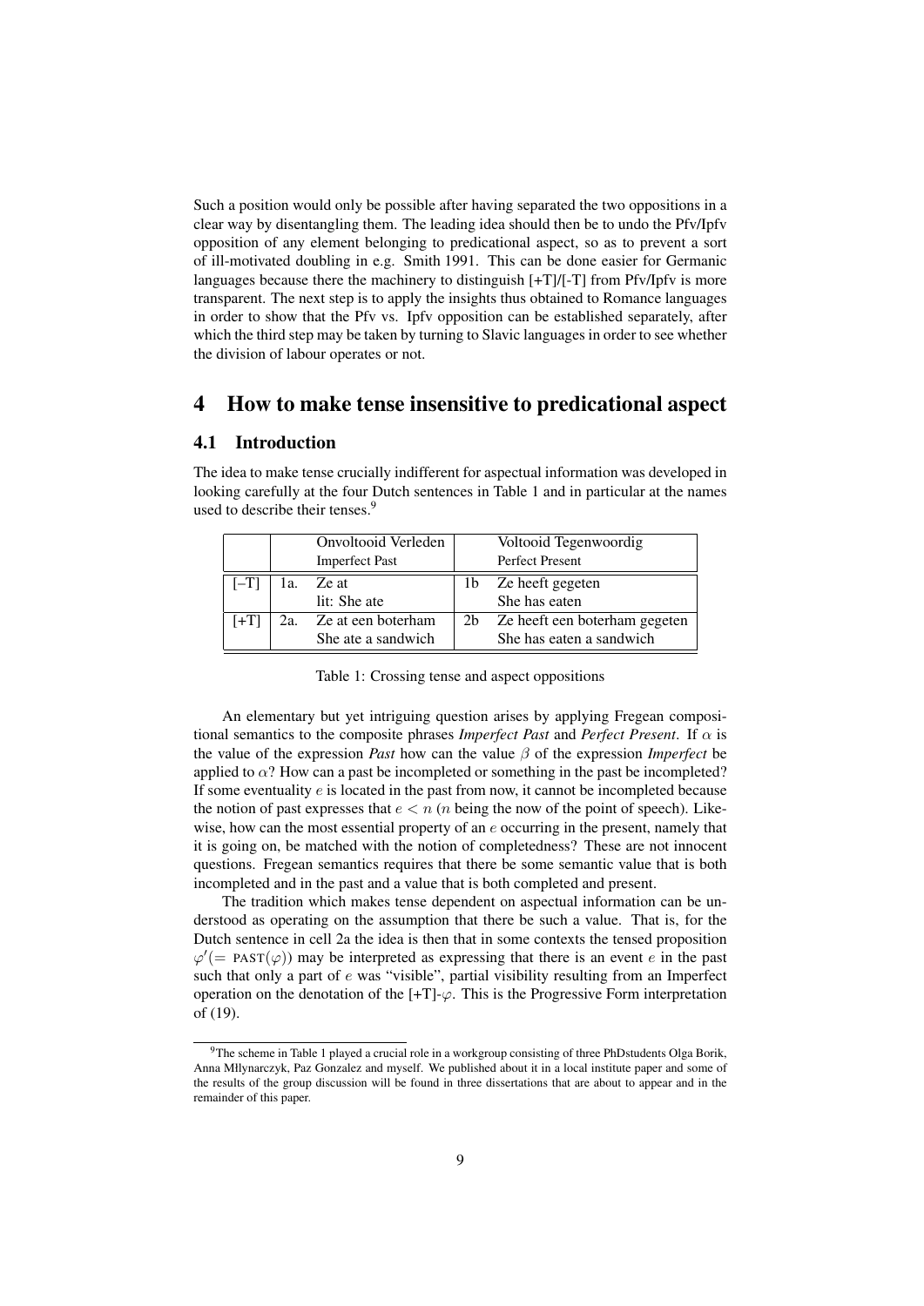Such a position would only be possible after having separated the two oppositions in a clear way by disentangling them. The leading idea should then be to undo the Pfv/Ipfv opposition of any element belonging to predicational aspect, so as to prevent a sort of ill-motivated doubling in e.g. Smith 1991. This can be done easier for Germanic languages because there the machinery to distinguish [+T]/[-T] from Pfv/Ipfv is more transparent. The next step is to apply the insights thus obtained to Romance languages in order to show that the Pfv vs. Ipfv opposition can be established separately, after which the third step may be taken by turning to Slavic languages in order to see whether the division of labour operates or not.

## 4 How to make tense insensitive to predicational aspect

### 4.1 Introduction

The idea to make tense crucially indifferent for aspectual information was developed in looking carefully at the four Dutch sentences in Table 1 and in particular at the names used to describe their tenses.[9]

| | | Onvoltooid Verleden<br>Imperfect Past | | Voltooid Tegenwoordig<br>Perfect Present |
|---|---|---|---|---|
| [–T] | 1a. | Ze at<br>lit: She ate | 1b | Ze heeft gegeten<br>She has eaten |
| [+T] | 2a. | Ze at een boterham<br>She ate a sandwich | 2b | Ze heeft een boterham gegeten<br>She has eaten a sandwich |

Table 1: Crossing tense and aspect oppositions

An elementary but yet intriguing question arises by applying Fregean compositional semantics to the composite phrases *Imperfect Past* and *Perfect Present*. If $\alpha$ is the value of the expression *Past* how can the value $\beta$ of the expression *Imperfect* be applied to $\alpha$? How can a past be incompleted or something in the past be incompleted? If some eventuality $e$ is located in the past from now, it cannot be incompleted because the notion of past expresses that $e < n$ ($n$ being the now of the point of speech). Likewise, how can the most essential property of an $e$ occurring in the present, namely that it is going on, be matched with the notion of completedness? These are not innocent questions. Fregean semantics requires that there be some semantic value that is both incompleted and in the past and a value that is both completed and present.

The tradition which makes tense dependent on aspectual information can be understood as operating on the assumption that there be such a value. That is, for the Dutch sentence in cell 2a the idea is then that in some contexts the tensed proposition $\varphi'(=\textsc{past}(\varphi))$ may be interpreted as expressing that there is an event $e$ in the past such that only a part of $e$ was "visible", partial visibility resulting from an Imperfect operation on the denotation of the [+T]-$\varphi$. This is the Progressive Form interpretation of (19).

[9] The scheme in Table 1 played a crucial role in a workgroup consisting of three PhDstudents Olga Borik, Anna Młynarczyk, Paz Gonzalez and myself. We published about it in a local institute paper and some of the results of the group discussion will be found in three dissertations that are about to appear and in the remainder of this paper.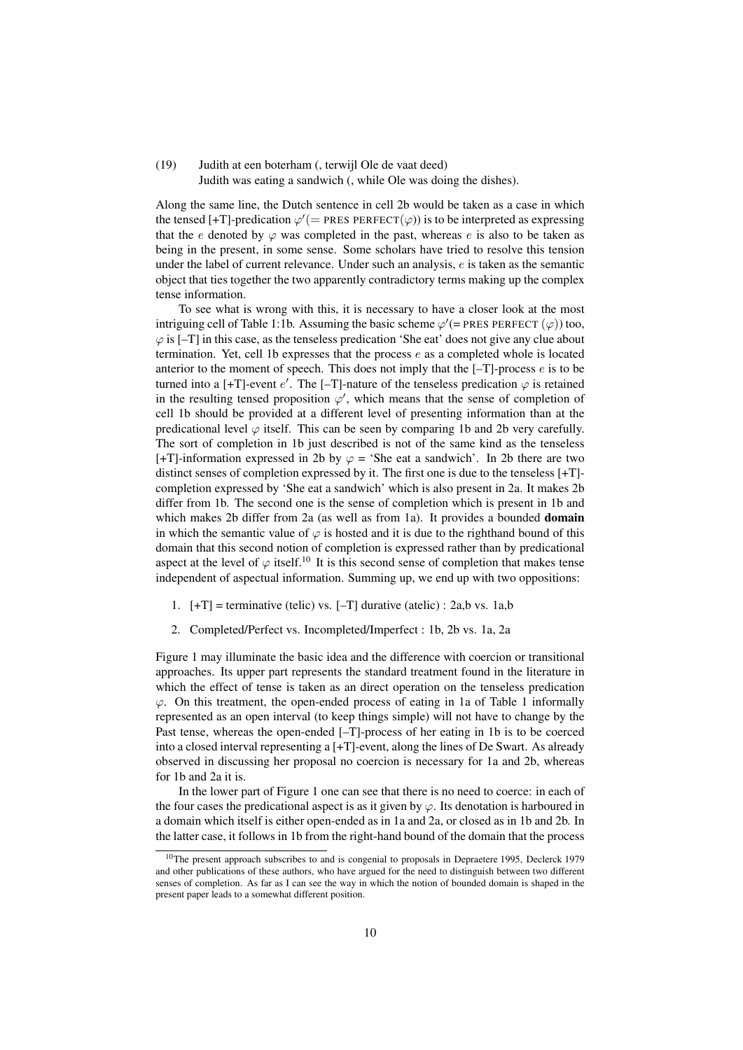(19) Judith at een boterham (, terwijl Ole de vaat deed)
Judith was eating a sandwich (, while Ole was doing the dishes).

Along the same line, the Dutch sentence in cell 2b would be taken as a case in which the tensed [+T]-predication $\varphi'(=\text{PRES PERFECT}(\varphi))$ is to be interpreted as expressing that the $e$ denoted by $\varphi$ was completed in the past, whereas $e$ is also to be taken as being in the present, in some sense. Some scholars have tried to resolve this tension under the label of current relevance. Under such an analysis, $e$ is taken as the semantic object that ties together the two apparently contradictory terms making up the complex tense information.

To see what is wrong with this, it is necessary to have a closer look at the most intriguing cell of Table 1:1b. Assuming the basic scheme $\varphi'(=\text{PRES PERFECT }(\varphi))$ too, $\varphi$ is [–T] in this case, as the tenseless predication 'She eat' does not give any clue about termination. Yet, cell 1b expresses that the process $e$ as a completed whole is located anterior to the moment of speech. This does not imply that the [–T]-process $e$ is to be turned into a [+T]-event $e'$. The [–T]-nature of the tenseless predication $\varphi$ is retained in the resulting tensed proposition $\varphi'$, which means that the sense of completion of cell 1b should be provided at a different level of presenting information than at the predicational level $\varphi$ itself. This can be seen by comparing 1b and 2b very carefully. The sort of completion in 1b just described is not of the same kind as the tenseless [+T]-information expressed in 2b by $\varphi$ = 'She eat a sandwich'. In 2b there are two distinct senses of completion expressed by it. The first one is due to the tenseless [+T]-completion expressed by 'She eat a sandwich' which is also present in 2a. It makes 2b differ from 1b. The second one is the sense of completion which is present in 1b and which makes 2b differ from 2a (as well as from 1a). It provides a bounded **domain** in which the semantic value of $\varphi$ is hosted and it is due to the righthand bound of this domain that this second notion of completion is expressed rather than by predicational aspect at the level of $\varphi$ itself.[10] It is this second sense of completion that makes tense independent of aspectual information. Summing up, we end up with two oppositions:

1. [+T] = terminative (telic) vs. [–T] durative (atelic) : 2a,b vs. 1a,b
2. Completed/Perfect vs. Incompleted/Imperfect : 1b, 2b vs. 1a, 2a

Figure 1 may illuminate the basic idea and the difference with coercion or transitional approaches. Its upper part represents the standard treatment found in the literature in which the effect of tense is taken as an direct operation on the tenseless predication $\varphi$. On this treatment, the open-ended process of eating in 1a of Table 1 informally represented as an open interval (to keep things simple) will not have to change by the Past tense, whereas the open-ended [–T]-process of her eating in 1b is to be coerced into a closed interval representing a [+T]-event, along the lines of De Swart. As already observed in discussing her proposal no coercion is necessary for 1a and 2b, whereas for 1b and 2a it is.

In the lower part of Figure 1 one can see that there is no need to coerce: in each of the four cases the predicational aspect is as it given by $\varphi$. Its denotation is harboured in a domain which itself is either open-ended as in 1a and 2a, or closed as in 1b and 2b. In the latter case, it follows in 1b from the right-hand bound of the domain that the process

[10] The present approach subscribes to and is congenial to proposals in Depraetere 1995, Declerck 1979 and other publications of these authors, who have argued for the need to distinguish between two different senses of completion. As far as I can see the way in which the notion of bounded domain is shaped in the present paper leads to a somewhat different position.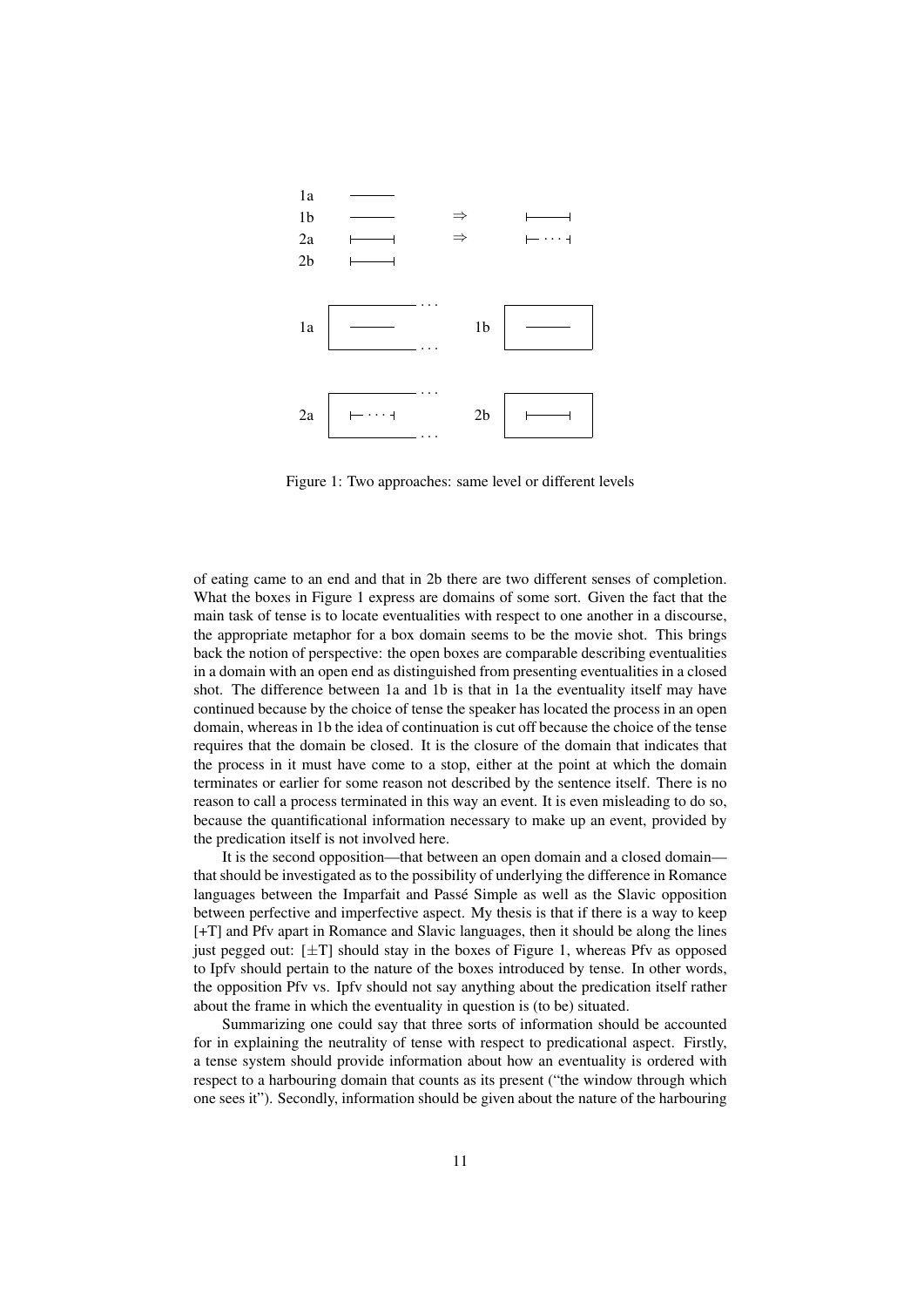Figure 1: Two approaches: same level or different levels

of eating came to an end and that in 2b there are two different senses of completion. What the boxes in Figure 1 express are domains of some sort. Given the fact that the main task of tense is to locate eventualities with respect to one another in a discourse, the appropriate metaphor for a box domain seems to be the movie shot. This brings back the notion of perspective: the open boxes are comparable describing eventualities in a domain with an open end as distinguished from presenting eventualities in a closed shot. The difference between 1a and 1b is that in 1a the eventuality itself may have continued because by the choice of tense the speaker has located the process in an open domain, whereas in 1b the idea of continuation is cut off because the choice of the tense requires that the domain be closed. It is the closure of the domain that indicates that the process in it must have come to a stop, either at the point at which the domain terminates or earlier for some reason not described by the sentence itself. There is no reason to call a process terminated in this way an event. It is even misleading to do so, because the quantificational information necessary to make up an event, provided by the predication itself is not involved here.

It is the second opposition—that between an open domain and a closed domain—that should be investigated as to the possibility of underlying the difference in Romance languages between the Imparfait and Passé Simple as well as the Slavic opposition between perfective and imperfective aspect. My thesis is that if there is a way to keep [+T] and Pfv apart in Romance and Slavic languages, then it should be along the lines just pegged out: [$\pm$T] should stay in the boxes of Figure 1, whereas Pfv as opposed to Ipfv should pertain to the nature of the boxes introduced by tense. In other words, the opposition Pfv vs. Ipfv should not say anything about the predication itself rather about the frame in which the eventuality in question is (to be) situated.

Summarizing one could say that three sorts of information should be accounted for in explaining the neutrality of tense with respect to predicational aspect. Firstly, a tense system should provide information about how an eventuality is ordered with respect to a harbouring domain that counts as its present ("the window through which one sees it"). Secondly, information should be given about the nature of the harbouring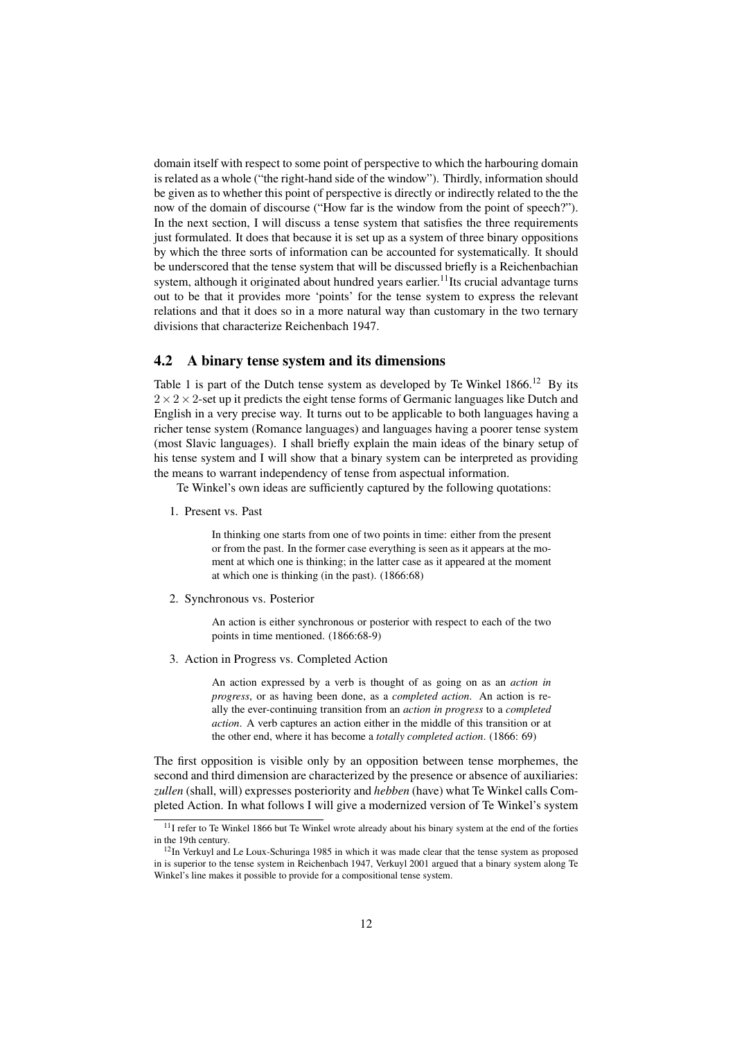domain itself with respect to some point of perspective to which the harbouring domain is related as a whole ("the right-hand side of the window"). Thirdly, information should be given as to whether this point of perspective is directly or indirectly related to the the now of the domain of discourse ("How far is the window from the point of speech?"). In the next section, I will discuss a tense system that satisfies the three requirements just formulated. It does that because it is set up as a system of three binary oppositions by which the three sorts of information can be accounted for systematically. It should be underscored that the tense system that will be discussed briefly is a Reichenbachian system, although it originated about hundred years earlier.[11]Its crucial advantage turns out to be that it provides more 'points' for the tense system to express the relevant relations and that it does so in a more natural way than customary in the two ternary divisions that characterize Reichenbach 1947.

## 4.2 A binary tense system and its dimensions

Table 1 is part of the Dutch tense system as developed by Te Winkel 1866.[12] By its $2 \times 2 \times 2$-set up it predicts the eight tense forms of Germanic languages like Dutch and English in a very precise way. It turns out to be applicable to both languages having a richer tense system (Romance languages) and languages having a poorer tense system (most Slavic languages). I shall briefly explain the main ideas of the binary setup of his tense system and I will show that a binary system can be interpreted as providing the means to warrant independency of tense from aspectual information.

Te Winkel's own ideas are sufficiently captured by the following quotations:

1. Present vs. Past

   > In thinking one starts from one of two points in time: either from the present or from the past. In the former case everything is seen as it appears at the moment at which one is thinking; in the latter case as it appeared at the moment at which one is thinking (in the past). (1866:68)

2. Synchronous vs. Posterior

   > An action is either synchronous or posterior with respect to each of the two points in time mentioned. (1866:68-9)

3. Action in Progress vs. Completed Action

   > An action expressed by a verb is thought of as going on as an *action in progress*, or as having been done, as a *completed action*. An action is really the ever-continuing transition from an *action in progress* to a *completed action*. A verb captures an action either in the middle of this transition or at the other end, where it has become a *totally completed action*. (1866: 69)

The first opposition is visible only by an opposition between tense morphemes, the second and third dimension are characterized by the presence or absence of auxiliaries: *zullen* (shall, will) expresses posteriority and *hebben* (have) what Te Winkel calls Completed Action. In what follows I will give a modernized version of Te Winkel's system

[11] I refer to Te Winkel 1866 but Te Winkel wrote already about his binary system at the end of the forties in the 19th century.

[12] In Verkuyl and Le Loux-Schuringa 1985 in which it was made clear that the tense system as proposed in is superior to the tense system in Reichenbach 1947, Verkuyl 2001 argued that a binary system along Te Winkel's line makes it possible to provide for a compositional tense system.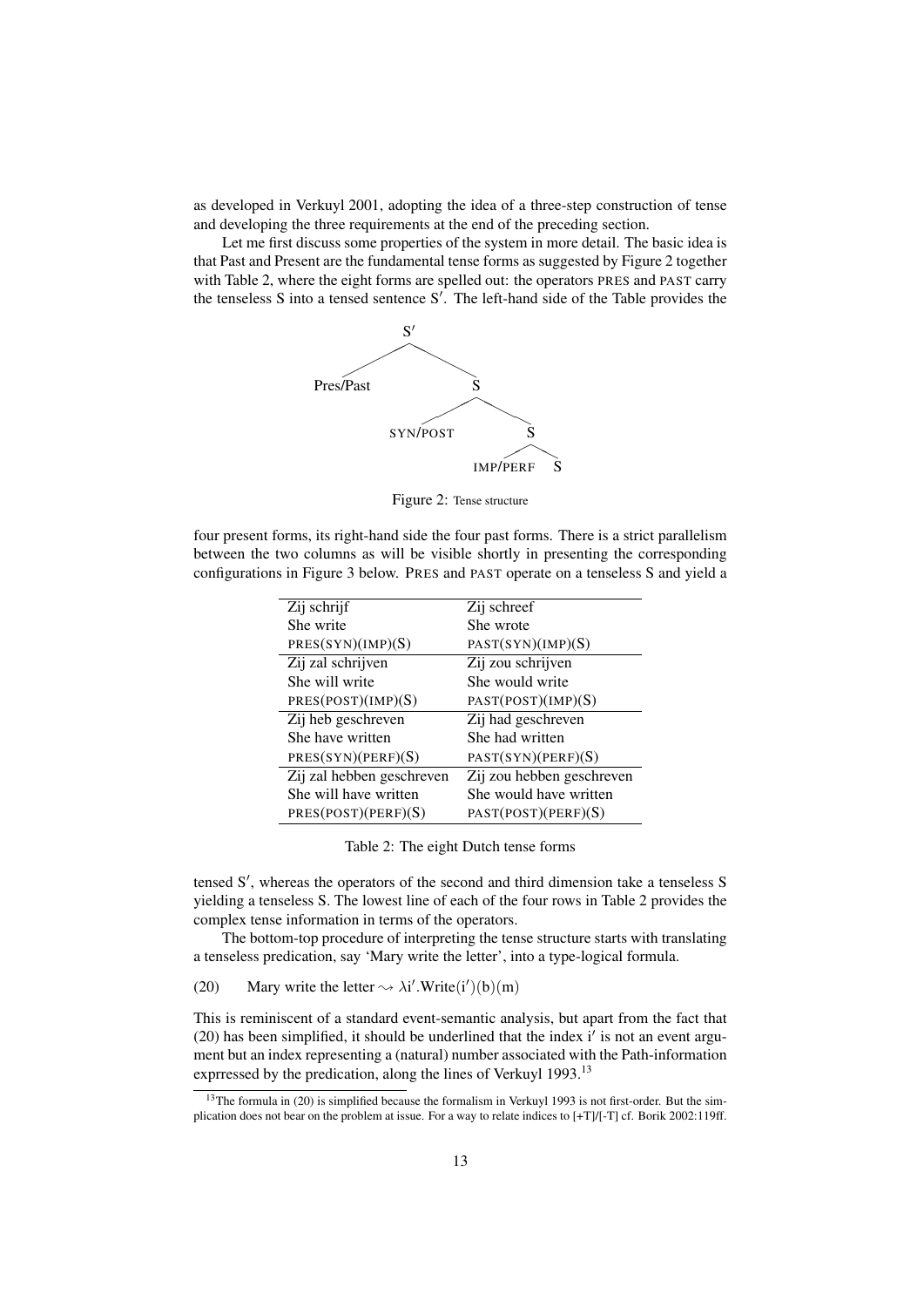as developed in Verkuyl 2001, adopting the idea of a three-step construction of tense and developing the three requirements at the end of the preceding section.

Let me first discuss some properties of the system in more detail. The basic idea is that Past and Present are the fundamental tense forms as suggested by Figure 2 together with Table 2, where the eight forms are spelled out: the operators PRES and PAST carry the tenseless S into a tensed sentence S′. The left-hand side of the Table provides the

```
                S′
              /    \
      Pres/Past     S
                  /    \
           SYN/POST     S
                      /   \
               IMP/PERF    S
```

Figure 2: Tense structure

four present forms, its right-hand side the four past forms. There is a strict parallelism between the two columns as will be visible shortly in presenting the corresponding configurations in Figure 3 below. PRES and PAST operate on a tenseless S and yield a

| | |
|---|---|
| Zij schrijf<br>She write<br>PRES(SYN)(IMP)(S) | Zij schreef<br>She wrote<br>PAST(SYN)(IMP)(S) |
| Zij zal schrijven<br>She will write<br>PRES(POST)(IMP)(S) | Zij zou schrijven<br>She would write<br>PAST(POST)(IMP)(S) |
| Zij heb geschreven<br>She have written<br>PRES(SYN)(PERF)(S) | Zij had geschreven<br>She had written<br>PAST(SYN)(PERF)(S) |
| Zij zal hebben geschreven<br>She will have written<br>PRES(POST)(PERF)(S) | Zij zou hebben geschreven<br>She would have written<br>PAST(POST)(PERF)(S) |

Table 2: The eight Dutch tense forms

tensed S′, whereas the operators of the second and third dimension take a tenseless S yielding a tenseless S. The lowest line of each of the four rows in Table 2 provides the complex tense information in terms of the operators.

The bottom-top procedure of interpreting the tense structure starts with translating a tenseless predication, say 'Mary write the letter', into a type-logical formula.

(20) Mary write the letter $\rightsquigarrow \lambda i'.\mathrm{Write}(i')(b)(m)$

This is reminiscent of a standard event-semantic analysis, but apart from the fact that (20) has been simplified, it should be underlined that the index $i'$ is not an event argument but an index representing a (natural) number associated with the Path-information exprressed by the predication, along the lines of Verkuyl 1993.[13]

[13] The formula in (20) is simplified because the formalism in Verkuyl 1993 is not first-order. But the simplication does not bear on the problem at issue. For a way to relate indices to [+T]/[-T] cf. Borik 2002:119ff.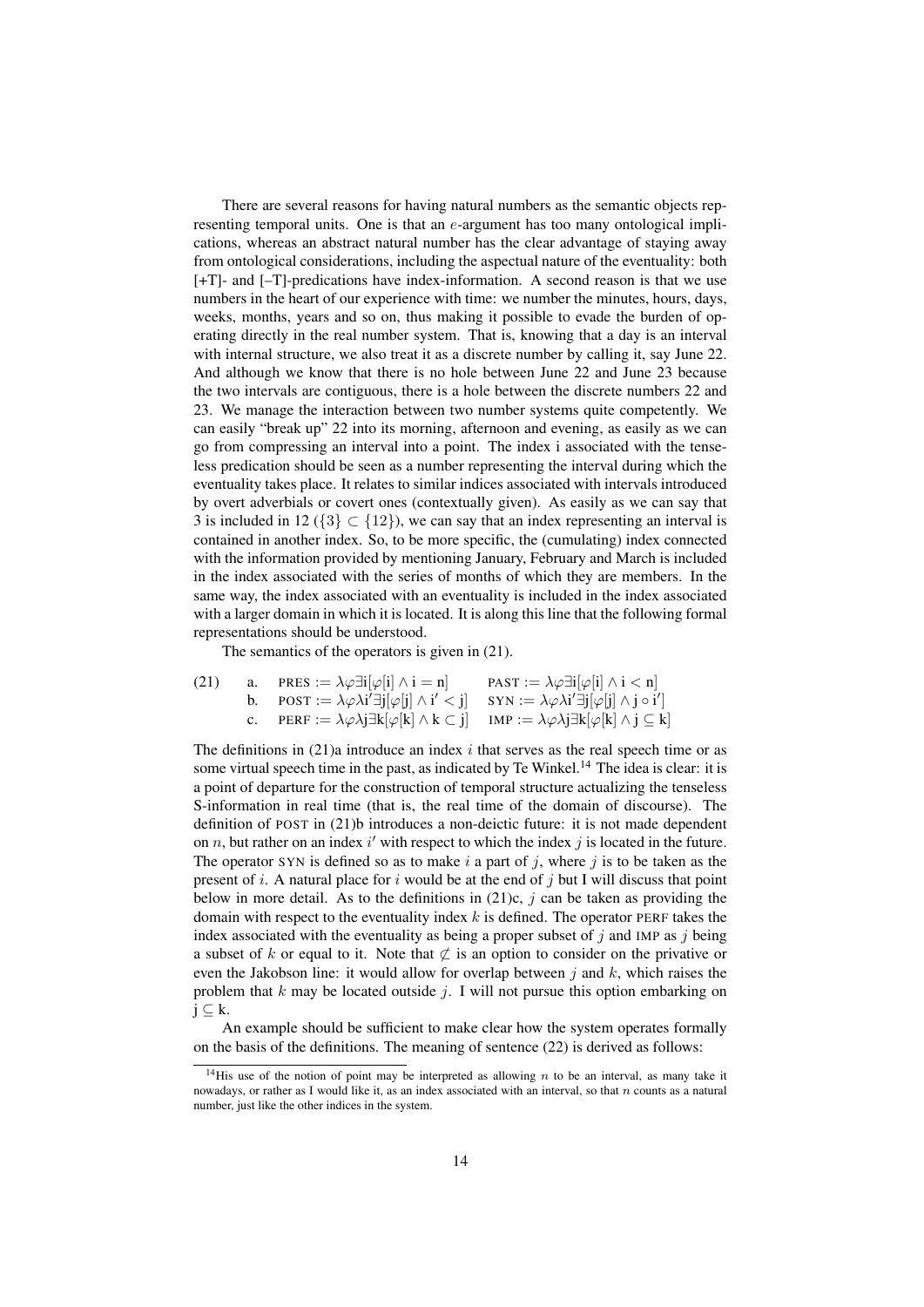There are several reasons for having natural numbers as the semantic objects representing temporal units. One is that an $e$-argument has too many ontological implications, whereas an abstract natural number has the clear advantage of staying away from ontological considerations, including the aspectual nature of the eventuality: both [+T]- and [–T]-predications have index-information. A second reason is that we use numbers in the heart of our experience with time: we number the minutes, hours, days, weeks, months, years and so on, thus making it possible to evade the burden of operating directly in the real number system. That is, knowing that a day is an interval with internal structure, we also treat it as a discrete number by calling it, say June 22. And although we know that there is no hole between June 22 and June 23 because the two intervals are contiguous, there is a hole between the discrete numbers 22 and 23. We manage the interaction between two number systems quite competently. We can easily "break up" 22 into its morning, afternoon and evening, as easily as we can go from compressing an interval into a point. The index i associated with the tenseless predication should be seen as a number representing the interval during which the eventuality takes place. It relates to similar indices associated with intervals introduced by overt adverbials or covert ones (contextually given). As easily as we can say that 3 is included in 12 ($\{3\} \subset \{12\}$), we can say that an index representing an interval is contained in another index. So, to be more specific, the (cumulating) index connected with the information provided by mentioning January, February and March is included in the index associated with the series of months of which they are members. In the same way, the index associated with an eventuality is included in the index associated with a larger domain in which it is located. It is along this line that the following formal representations should be understood.

The semantics of the operators is given in (21).

(21) a. $\text{PRES} := \lambda\varphi\exists i[\varphi[i] \wedge i = n]$ $\quad$ $\text{PAST} := \lambda\varphi\exists i[\varphi[i] \wedge i < n]$

b. $\text{POST} := \lambda\varphi\lambda i'\exists j[\varphi[j] \wedge i' < j]$ $\quad$ $\text{SYN} := \lambda\varphi\lambda i'\exists j[\varphi[j] \wedge j \circ i']$

c. $\text{PERF} := \lambda\varphi\lambda j\exists k[\varphi[k] \wedge k \subset j]$ $\quad$ $\text{IMP} := \lambda\varphi\lambda j\exists k[\varphi[k] \wedge j \subseteq k]$

The definitions in (21)a introduce an index $i$ that serves as the real speech time or as some virtual speech time in the past, as indicated by Te Winkel.[14] The idea is clear: it is a point of departure for the construction of temporal structure actualizing the tenseless S-information in real time (that is, the real time of the domain of discourse). The definition of POST in (21)b introduces a non-deictic future: it is not made dependent on $n$, but rather on an index $i'$ with respect to which the index $j$ is located in the future. The operator SYN is defined so as to make $i$ a part of $j$, where $j$ is to be taken as the present of $i$. A natural place for $i$ would be at the end of $j$ but I will discuss that point below in more detail. As to the definitions in (21)c, $j$ can be taken as providing the domain with respect to the eventuality index $k$ is defined. The operator PERF takes the index associated with the eventuality as being a proper subset of $j$ and IMP as $j$ being a subset of $k$ or equal to it. Note that $\not\subset$ is an option to consider on the privative or even the Jakobson line: it would allow for overlap between $j$ and $k$, which raises the problem that $k$ may be located outside $j$. I will not pursue this option embarking on $j \subseteq k$.

An example should be sufficient to make clear how the system operates formally on the basis of the definitions. The meaning of sentence (22) is derived as follows:

[14] His use of the notion of point may be interpreted as allowing $n$ to be an interval, as many take it nowadays, or rather as I would like it, as an index associated with an interval, so that $n$ counts as a natural number, just like the other indices in the system.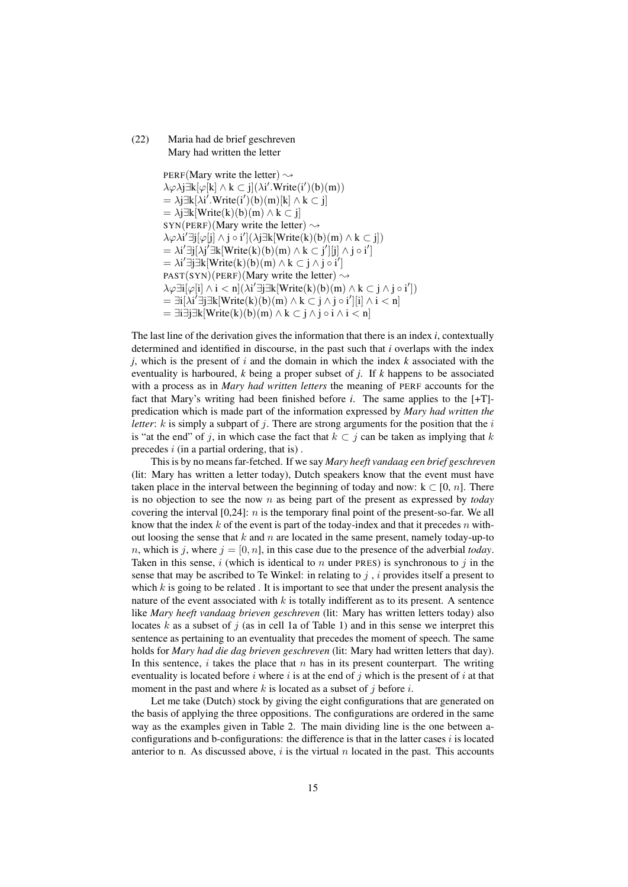(22) Maria had de brief geschreven
Mary had written the letter

$$
\begin{aligned}
&\text{PERF(Mary write the letter)} \rightsquigarrow \\
&\lambda\varphi\lambda j\exists k[\varphi[k] \wedge k \subset j](\lambda i'.\mathrm{Write}(i')(b)(m)) \\
&= \lambda j\exists k[\lambda i'.\mathrm{Write}(i')(b)(m)[k] \wedge k \subset j] \\
&= \lambda j\exists k[\mathrm{Write}(k)(b)(m) \wedge k \subset j] \\
&\text{SYN(PERF)(Mary write the letter)} \rightsquigarrow \\
&\lambda\varphi\lambda i'\exists j[\varphi[j] \wedge j \circ i'](\lambda j\exists k[\mathrm{Write}(k)(b)(m) \wedge k \subset j]) \\
&= \lambda i'\exists j[\lambda j'\exists k[\mathrm{Write}(k)(b)(m) \wedge k \subset j'][j] \wedge j \circ i'] \\
&= \lambda i'\exists j\exists k[\mathrm{Write}(k)(b)(m) \wedge k \subset j \wedge j \circ i'] \\
&\text{PAST(SYN)(PERF)(Mary write the letter)} \rightsquigarrow \\
&\lambda\varphi\exists i[\varphi[i] \wedge i < n](\lambda i'\exists j\exists k[\mathrm{Write}(k)(b)(m) \wedge k \subset j \wedge j \circ i']) \\
&= \exists i[\lambda i'\exists j\exists k[\mathrm{Write}(k)(b)(m) \wedge k \subset j \wedge j \circ i'][i] \wedge i < n] \\
&= \exists i\exists j\exists k[\mathrm{Write}(k)(b)(m) \wedge k \subset j \wedge j \circ i \wedge i < n]
\end{aligned}
$$

The last line of the derivation gives the information that there is an index *i*, contextually determined and identified in discourse, in the past such that *i* overlaps with the index *j*, which is the present of $i$ and the domain in which the index *k* associated with the eventuality is harboured, *k* being a proper subset of *j*. If *k* happens to be associated with a process as in *Mary had written letters* the meaning of PERF accounts for the fact that Mary's writing had been finished before *i*. The same applies to the [+T]-predication which is made part of the information expressed by *Mary had written the letter*: $k$ is simply a subpart of $j$. There are strong arguments for the position that the $i$ is "at the end" of $j$, in which case the fact that $k \subset j$ can be taken as implying that $k$ precedes $i$ (in a partial ordering, that is) .

This is by no means far-fetched. If we say *Mary heeft vandaag een brief geschreven* (lit: Mary has written a letter today), Dutch speakers know that the event must have taken place in the interval between the beginning of today and now: $k \subset [0, n]$. There is no objection to see the now $n$ as being part of the present as expressed by *today* covering the interval [0,24]: $n$ is the temporary final point of the present-so-far. We all know that the index $k$ of the event is part of the today-index and that it precedes $n$ without loosing the sense that $k$ and $n$ are located in the same present, namely today-up-to $n$, which is $j$, where $j = [0, n]$, in this case due to the presence of the adverbial *today*. Taken in this sense, $i$ (which is identical to $n$ under PRES) is synchronous to $j$ in the sense that may be ascribed to Te Winkel: in relating to $j$ , $i$ provides itself a present to which $k$ is going to be related . It is important to see that under the present analysis the nature of the event associated with $k$ is totally indifferent as to its present. A sentence like *Mary heeft vandaag brieven geschreven* (lit: Mary has written letters today) also locates $k$ as a subset of $j$ (as in cell 1a of Table 1) and in this sense we interpret this sentence as pertaining to an eventuality that precedes the moment of speech. The same holds for *Mary had die dag brieven geschreven* (lit: Mary had written letters that day). In this sentence, $i$ takes the place that $n$ has in its present counterpart. The writing eventuality is located before $i$ where $i$ is at the end of $j$ which is the present of $i$ at that moment in the past and where $k$ is located as a subset of $j$ before $i$.

Let me take (Dutch) stock by giving the eight configurations that are generated on the basis of applying the three oppositions. The configurations are ordered in the same way as the examples given in Table 2. The main dividing line is the one between a-configurations and b-configurations: the difference is that in the latter cases $i$ is located anterior to n. As discussed above, $i$ is the virtual $n$ located in the past. This accounts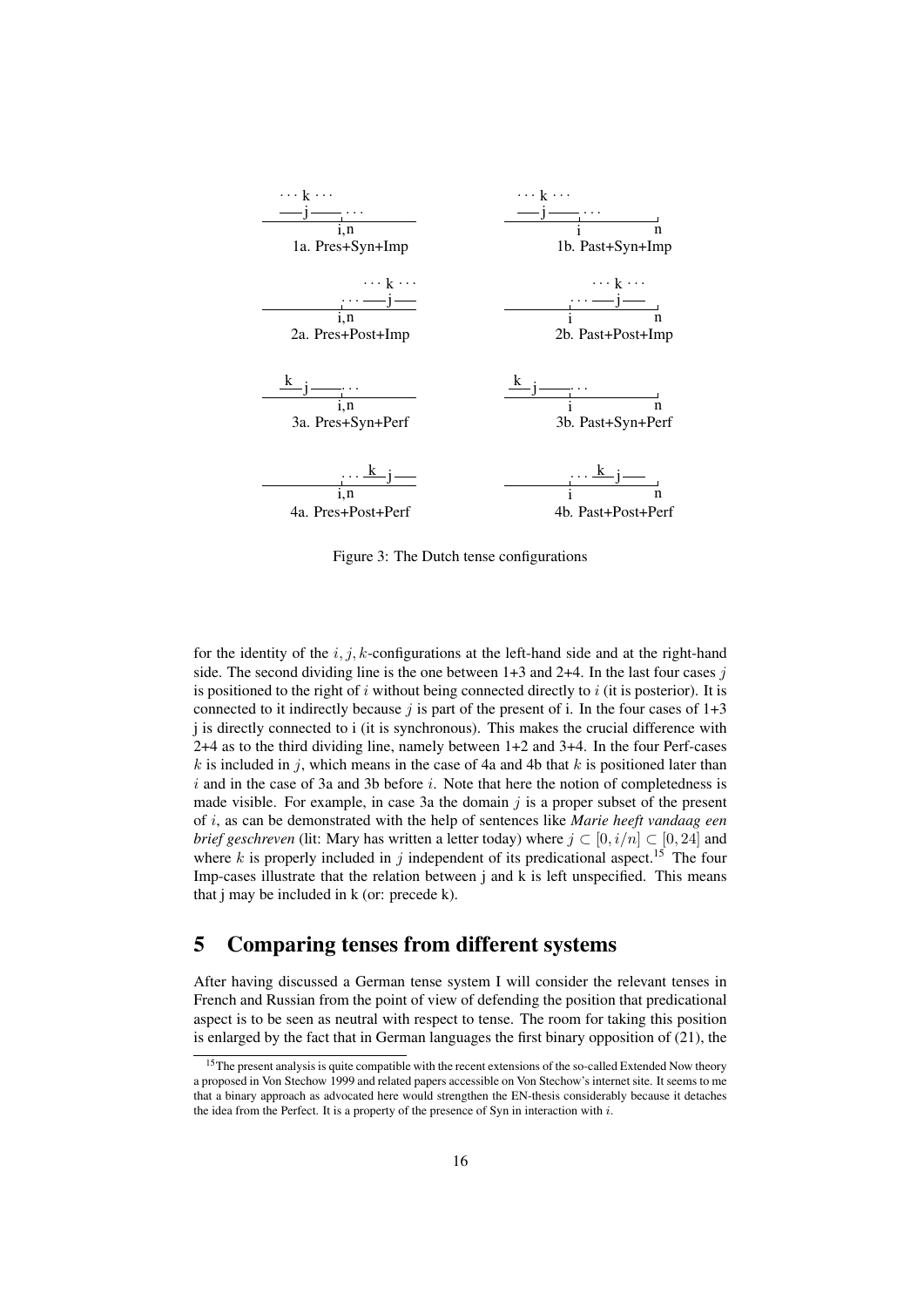1a. Pres+Syn+Imp

1b. Past+Syn+Imp

2a. Pres+Post+Imp

2b. Past+Post+Imp

3a. Pres+Syn+Perf

3b. Past+Syn+Perf

4a. Pres+Post+Perf

4b. Past+Post+Perf

Figure 3: The Dutch tense configurations

for the identity of the $i, j, k$-configurations at the left-hand side and at the right-hand side. The second dividing line is the one between 1+3 and 2+4. In the last four cases $j$ is positioned to the right of $i$ without being connected directly to $i$ (it is posterior). It is connected to it indirectly because $j$ is part of the present of i. In the four cases of 1+3 j is directly connected to i (it is synchronous). This makes the crucial difference with 2+4 as to the third dividing line, namely between 1+2 and 3+4. In the four Perf-cases $k$ is included in $j$, which means in the case of 4a and 4b that $k$ is positioned later than $i$ and in the case of 3a and 3b before $i$. Note that here the notion of completedness is made visible. For example, in case 3a the domain $j$ is a proper subset of the present of $i$, as can be demonstrated with the help of sentences like *Marie heeft vandaag een brief geschreven* (lit: Mary has written a letter today) where $j \subset [0, i/n] \subset [0, 24]$ and where $k$ is properly included in $j$ independent of its predicational aspect.[15] The four Imp-cases illustrate that the relation between j and k is left unspecified. This means that j may be included in k (or: precede k).

## 5 Comparing tenses from different systems

After having discussed a German tense system I will consider the relevant tenses in French and Russian from the point of view of defending the position that predicational aspect is to be seen as neutral with respect to tense. The room for taking this position is enlarged by the fact that in German languages the first binary opposition of (21), the

[15] The present analysis is quite compatible with the recent extensions of the so-called Extended Now theory a proposed in Von Stechow 1999 and related papers accessible on Von Stechow's internet site. It seems to me that a binary approach as advocated here would strengthen the EN-thesis considerably because it detaches the idea from the Perfect. It is a property of the presence of Syn in interaction with $i$.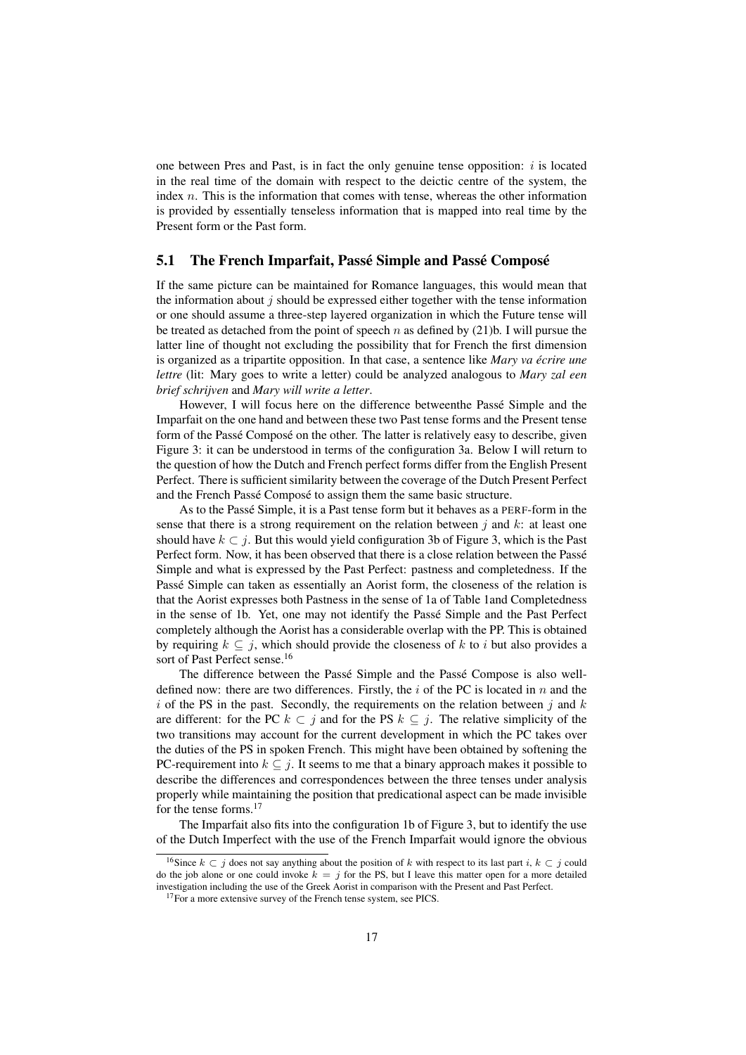one between Pres and Past, is in fact the only genuine tense opposition: $i$ is located in the real time of the domain with respect to the deictic centre of the system, the index $n$. This is the information that comes with tense, whereas the other information is provided by essentially tenseless information that is mapped into real time by the Present form or the Past form.

## 5.1 The French Imparfait, Passé Simple and Passé Composé

If the same picture can be maintained for Romance languages, this would mean that the information about $j$ should be expressed either together with the tense information or one should assume a three-step layered organization in which the Future tense will be treated as detached from the point of speech $n$ as defined by (21)b. I will pursue the latter line of thought not excluding the possibility that for French the first dimension is organized as a tripartite opposition. In that case, a sentence like *Mary va écrire une lettre* (lit: Mary goes to write a letter) could be analyzed analogous to *Mary zal een brief schrijven* and *Mary will write a letter*.

However, I will focus here on the difference betweenthe Passé Simple and the Imparfait on the one hand and between these two Past tense forms and the Present tense form of the Passé Composé on the other. The latter is relatively easy to describe, given Figure 3: it can be understood in terms of the configuration 3a. Below I will return to the question of how the Dutch and French perfect forms differ from the English Present Perfect. There is sufficient similarity between the coverage of the Dutch Present Perfect and the French Passé Composé to assign them the same basic structure.

As to the Passé Simple, it is a Past tense form but it behaves as a PERF-form in the sense that there is a strong requirement on the relation between $j$ and $k$: at least one should have $k \subset j$. But this would yield configuration 3b of Figure 3, which is the Past Perfect form. Now, it has been observed that there is a close relation between the Passé Simple and what is expressed by the Past Perfect: pastness and completedness. If the Passé Simple can taken as essentially an Aorist form, the closeness of the relation is that the Aorist expresses both Pastness in the sense of 1a of Table 1and Completedness in the sense of 1b. Yet, one may not identify the Passé Simple and the Past Perfect completely although the Aorist has a considerable overlap with the PP. This is obtained by requiring $k \subseteq j$, which should provide the closeness of $k$ to $i$ but also provides a sort of Past Perfect sense.[16]

The difference between the Passé Simple and the Passé Compose is also well-defined now: there are two differences. Firstly, the $i$ of the PC is located in $n$ and the $i$ of the PS in the past. Secondly, the requirements on the relation between $j$ and $k$ are different: for the PC $k \subset j$ and for the PS $k \subseteq j$. The relative simplicity of the two transitions may account for the current development in which the PC takes over the duties of the PS in spoken French. This might have been obtained by softening the PC-requirement into $k \subseteq j$. It seems to me that a binary approach makes it possible to describe the differences and correspondences between the three tenses under analysis properly while maintaining the position that predicational aspect can be made invisible for the tense forms.[17]

The Imparfait also fits into the configuration 1b of Figure 3, but to identify the use of the Dutch Imperfect with the use of the French Imparfait would ignore the obvious

[16] Since $k \subset j$ does not say anything about the position of $k$ with respect to its last part $i$, $k \subset j$ could do the job alone or one could invoke $k = j$ for the PS, but I leave this matter open for a more detailed investigation including the use of the Greek Aorist in comparison with the Present and Past Perfect.

[17] For a more extensive survey of the French tense system, see PICS.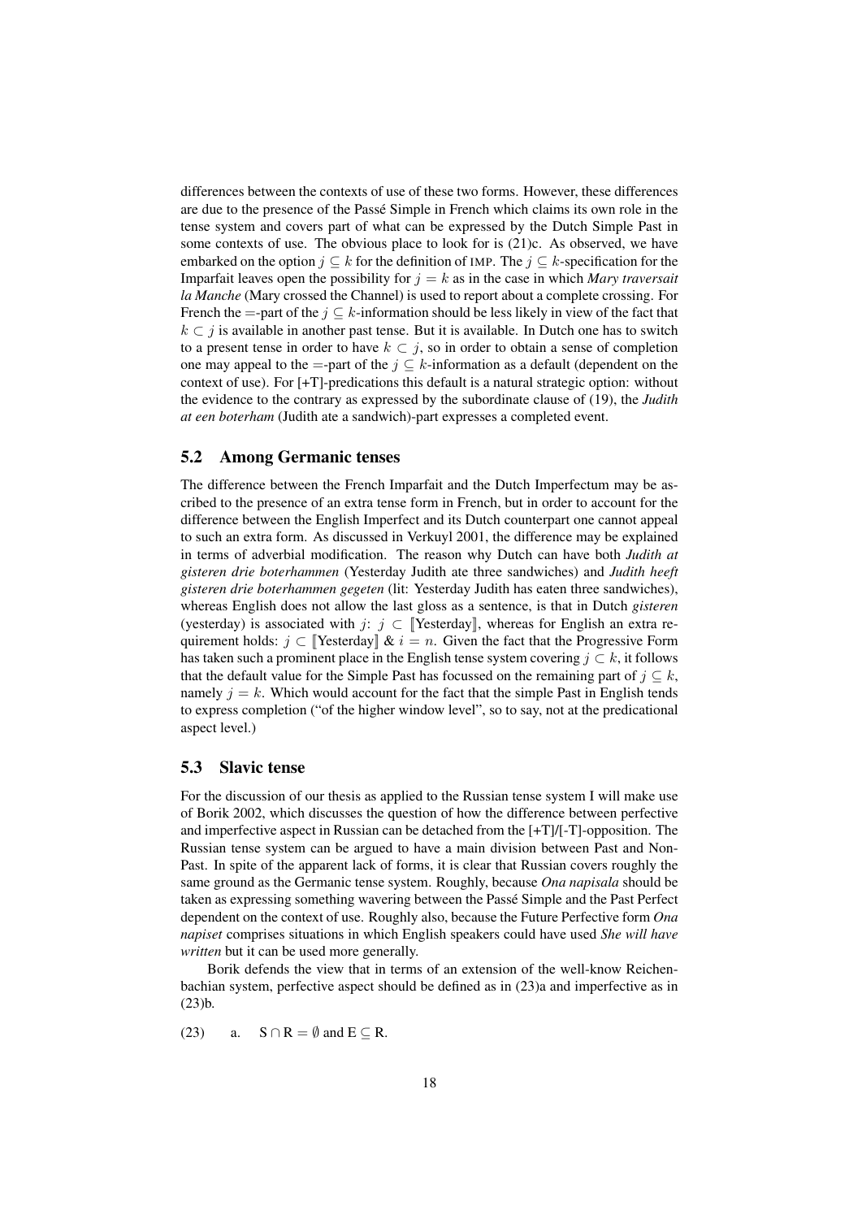differences between the contexts of use of these two forms. However, these differences are due to the presence of the Passé Simple in French which claims its own role in the tense system and covers part of what can be expressed by the Dutch Simple Past in some contexts of use. The obvious place to look for is (21)c. As observed, we have embarked on the option $j \subseteq k$ for the definition of IMP. The $j \subseteq k$-specification for the Imparfait leaves open the possibility for $j = k$ as in the case in which *Mary traversait la Manche* (Mary crossed the Channel) is used to report about a complete crossing. For French the $=$-part of the $j \subseteq k$-information should be less likely in view of the fact that $k \subset j$ is available in another past tense. But it is available. In Dutch one has to switch to a present tense in order to have $k \subset j$, so in order to obtain a sense of completion one may appeal to the $=$-part of the $j \subseteq k$-information as a default (dependent on the context of use). For [+T]-predications this default is a natural strategic option: without the evidence to the contrary as expressed by the subordinate clause of (19), the *Judith at een boterham* (Judith ate a sandwich)-part expresses a completed event.

## 5.2 Among Germanic tenses

The difference between the French Imparfait and the Dutch Imperfectum may be ascribed to the presence of an extra tense form in French, but in order to account for the difference between the English Imperfect and its Dutch counterpart one cannot appeal to such an extra form. As discussed in Verkuyl 2001, the difference may be explained in terms of adverbial modification. The reason why Dutch can have both *Judith at gisteren drie boterhammen* (Yesterday Judith ate three sandwiches) and *Judith heeft gisteren drie boterhammen gegeten* (lit: Yesterday Judith has eaten three sandwiches), whereas English does not allow the last gloss as a sentence, is that in Dutch *gisteren* (yesterday) is associated with $j$: $j \subset [\![\text{Yesterday}]\!]$, whereas for English an extra requirement holds: $j \subset [\![\text{Yesterday}]\!]$ & $i = n$. Given the fact that the Progressive Form has taken such a prominent place in the English tense system covering $j \subset k$, it follows that the default value for the Simple Past has focussed on the remaining part of $j \subseteq k$, namely $j = k$. Which would account for the fact that the simple Past in English tends to express completion ("of the higher window level", so to say, not at the predicational aspect level.)

## 5.3 Slavic tense

For the discussion of our thesis as applied to the Russian tense system I will make use of Borik 2002, which discusses the question of how the difference between perfective and imperfective aspect in Russian can be detached from the [+T]/[-T]-opposition. The Russian tense system can be argued to have a main division between Past and Non-Past. In spite of the apparent lack of forms, it is clear that Russian covers roughly the same ground as the Germanic tense system. Roughly, because *Ona napisala* should be taken as expressing something wavering between the Passé Simple and the Past Perfect dependent on the context of use. Roughly also, because the Future Perfective form *Ona napiset* comprises situations in which English speakers could have used *She will have written* but it can be used more generally.

Borik defends the view that in terms of an extension of the well-know Reichenbachian system, perfective aspect should be defined as in (23)a and imperfective as in (23)b.

(23) a. $\mathrm{S} \cap \mathrm{R} = \emptyset$ and $\mathrm{E} \subseteq \mathrm{R}$.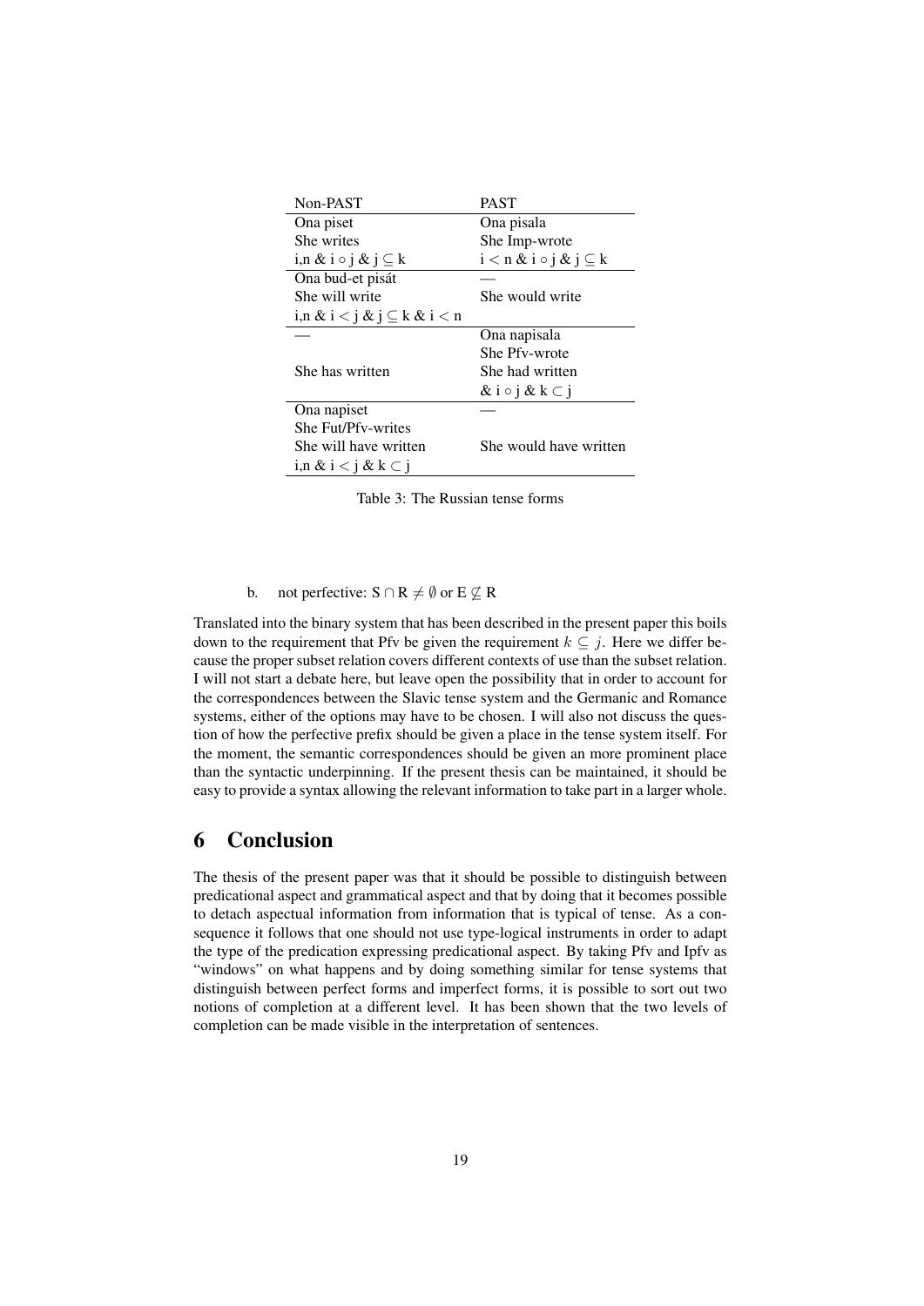| Non-PAST | PAST |
|---|---|
| Ona piset<br>She writes<br>i,n & i ∘ j & j ⊆ k | Ona pisala<br>She Imp-wrote<br>i < n & i ∘ j & j ⊆ k |
| Ona bud-et pisát<br>She will write<br>i,n & i < j & j ⊆ k & i < n | —<br>She would write |
| —<br><br>She has written | Ona napisala<br>She Pfv-wrote<br>She had written<br>& i ∘ j & k ⊂ j |
| Ona napiset<br>She Fut/Pfv-writes<br>She will have written<br>i,n & i < j & k ⊂ j | —<br><br>She would have written |

Table 3: The Russian tense forms

b. not perfective: $S \cap R \neq \emptyset$ or $E \not\subseteq R$

Translated into the binary system that has been described in the present paper this boils down to the requirement that Pfv be given the requirement $k \subseteq j$. Here we differ because the proper subset relation covers different contexts of use than the subset relation. I will not start a debate here, but leave open the possibility that in order to account for the correspondences between the Slavic tense system and the Germanic and Romance systems, either of the options may have to be chosen. I will also not discuss the question of how the perfective prefix should be given a place in the tense system itself. For the moment, the semantic correspondences should be given an more prominent place than the syntactic underpinning. If the present thesis can be maintained, it should be easy to provide a syntax allowing the relevant information to take part in a larger whole.

# 6 Conclusion

The thesis of the present paper was that it should be possible to distinguish between predicational aspect and grammatical aspect and that by doing that it becomes possible to detach aspectual information from information that is typical of tense. As a consequence it follows that one should not use type-logical instruments in order to adapt the type of the predication expressing predicational aspect. By taking Pfv and Ipfv as "windows" on what happens and by doing something similar for tense systems that distinguish between perfect forms and imperfect forms, it is possible to sort out two notions of completion at a different level. It has been shown that the two levels of completion can be made visible in the interpretation of sentences.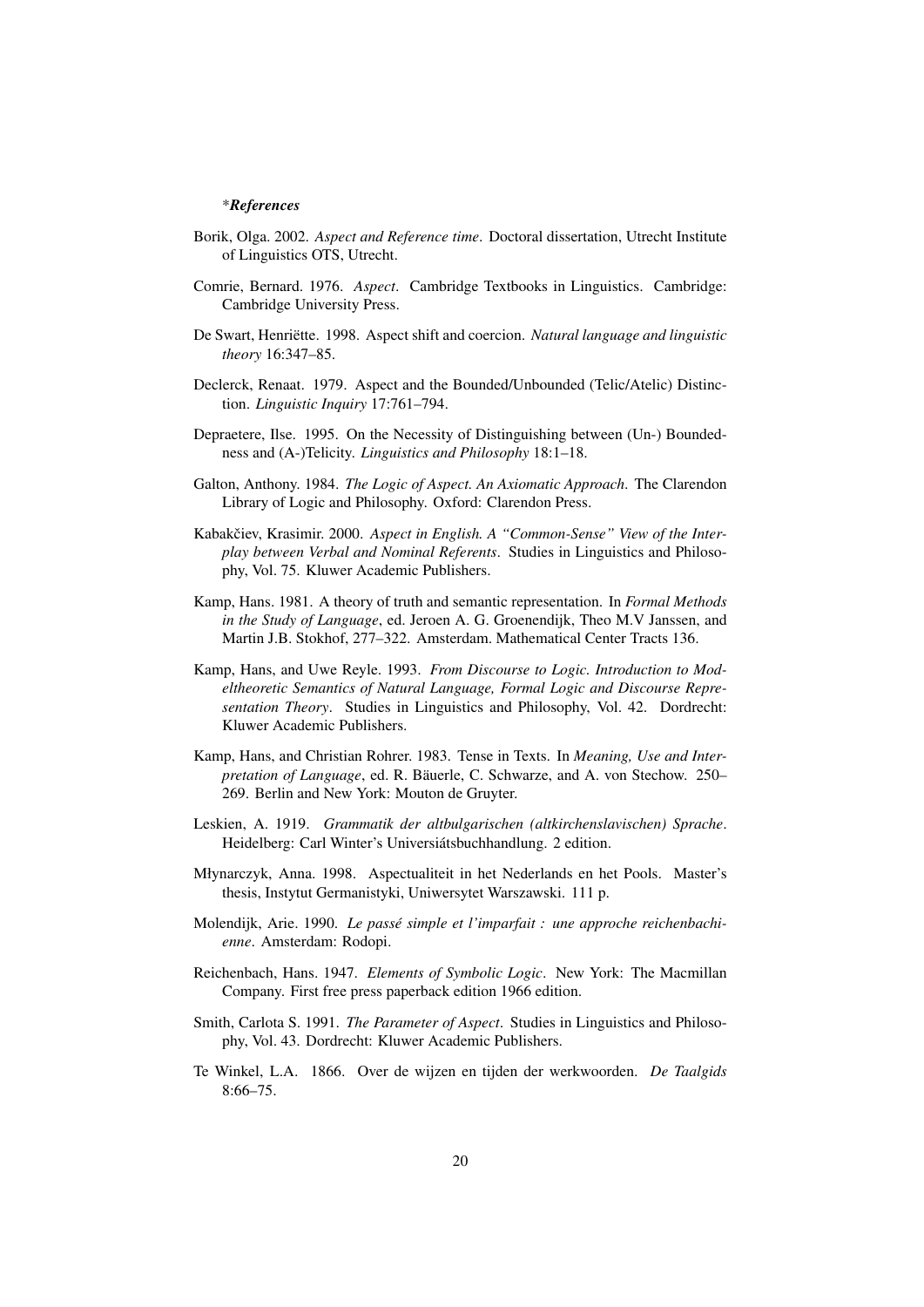\**References*

Borik, Olga. 2002. *Aspect and Reference time*. Doctoral dissertation, Utrecht Institute of Linguistics OTS, Utrecht.

Comrie, Bernard. 1976. *Aspect*. Cambridge Textbooks in Linguistics. Cambridge: Cambridge University Press.

De Swart, Henriëtte. 1998. Aspect shift and coercion. *Natural language and linguistic theory* 16:347–85.

Declerck, Renaat. 1979. Aspect and the Bounded/Unbounded (Telic/Atelic) Distinction. *Linguistic Inquiry* 17:761–794.

Depraetere, Ilse. 1995. On the Necessity of Distinguishing between (Un-) Boundedness and (A-)Telicity. *Linguistics and Philosophy* 18:1–18.

Galton, Anthony. 1984. *The Logic of Aspect. An Axiomatic Approach*. The Clarendon Library of Logic and Philosophy. Oxford: Clarendon Press.

Kabakčiev, Krasimir. 2000. *Aspect in English. A "Common-Sense" View of the Interplay between Verbal and Nominal Referents*. Studies in Linguistics and Philosophy, Vol. 75. Kluwer Academic Publishers.

Kamp, Hans. 1981. A theory of truth and semantic representation. In *Formal Methods in the Study of Language*, ed. Jeroen A. G. Groenendijk, Theo M.V Janssen, and Martin J.B. Stokhof, 277–322. Amsterdam. Mathematical Center Tracts 136.

Kamp, Hans, and Uwe Reyle. 1993. *From Discourse to Logic. Introduction to Modeltheoretic Semantics of Natural Language, Formal Logic and Discourse Representation Theory*. Studies in Linguistics and Philosophy, Vol. 42. Dordrecht: Kluwer Academic Publishers.

Kamp, Hans, and Christian Rohrer. 1983. Tense in Texts. In *Meaning, Use and Interpretation of Language*, ed. R. Bäuerle, C. Schwarze, and A. von Stechow. 250–269. Berlin and New York: Mouton de Gruyter.

Leskien, A. 1919. *Grammatik der altbulgarischen (altkirchenslavischen) Sprache*. Heidelberg: Carl Winter's Universiátsbuchhandlung. 2 edition.

Młynarczyk, Anna. 1998. Aspectualiteit in het Nederlands en het Pools. Master's thesis, Instytut Germanistyki, Uniwersytet Warszawski. 111 p.

Molendijk, Arie. 1990. *Le passé simple et l'imparfait : une approche reichenbachienne*. Amsterdam: Rodopi.

Reichenbach, Hans. 1947. *Elements of Symbolic Logic*. New York: The Macmillan Company. First free press paperback edition 1966 edition.

Smith, Carlota S. 1991. *The Parameter of Aspect*. Studies in Linguistics and Philosophy, Vol. 43. Dordrecht: Kluwer Academic Publishers.

Te Winkel, L.A. 1866. Over de wijzen en tijden der werkwoorden. *De Taalgids* 8:66–75.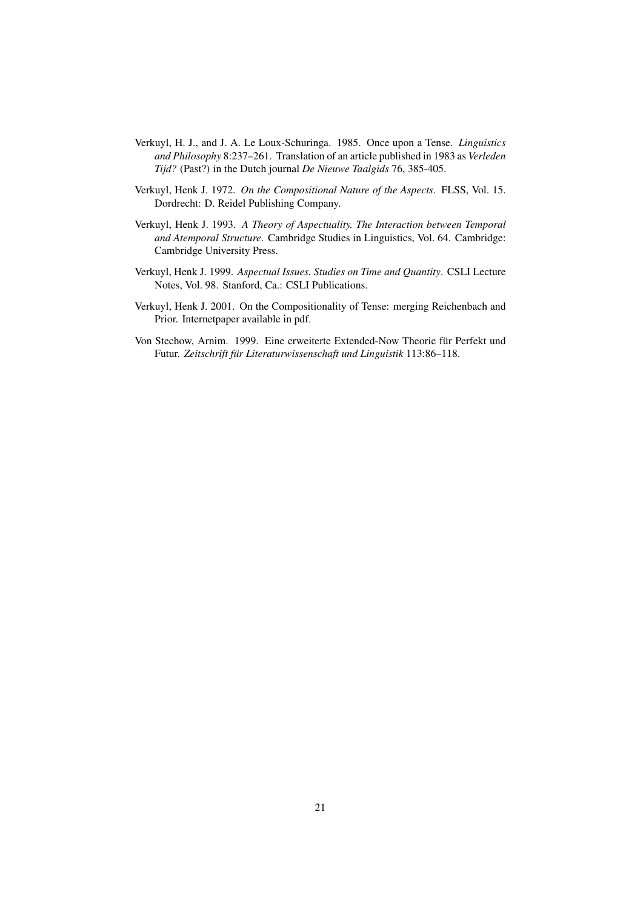Verkuyl, H. J., and J. A. Le Loux-Schuringa. 1985. Once upon a Tense. *Linguistics and Philosophy* 8:237–261. Translation of an article published in 1983 as *Verleden Tijd?* (Past?) in the Dutch journal *De Nieuwe Taalgids* 76, 385-405.

Verkuyl, Henk J. 1972. *On the Compositional Nature of the Aspects*. FLSS, Vol. 15. Dordrecht: D. Reidel Publishing Company.

Verkuyl, Henk J. 1993. *A Theory of Aspectuality. The Interaction between Temporal and Atemporal Structure*. Cambridge Studies in Linguistics, Vol. 64. Cambridge: Cambridge University Press.

Verkuyl, Henk J. 1999. *Aspectual Issues. Studies on Time and Quantity*. CSLI Lecture Notes, Vol. 98. Stanford, Ca.: CSLI Publications.

Verkuyl, Henk J. 2001. On the Compositionality of Tense: merging Reichenbach and Prior. Internetpaper available in pdf.

Von Stechow, Arnim. 1999. Eine erweiterte Extended-Now Theorie für Perfekt und Futur. *Zeitschrift für Literaturwissenschaft und Linguistik* 113:86–118.